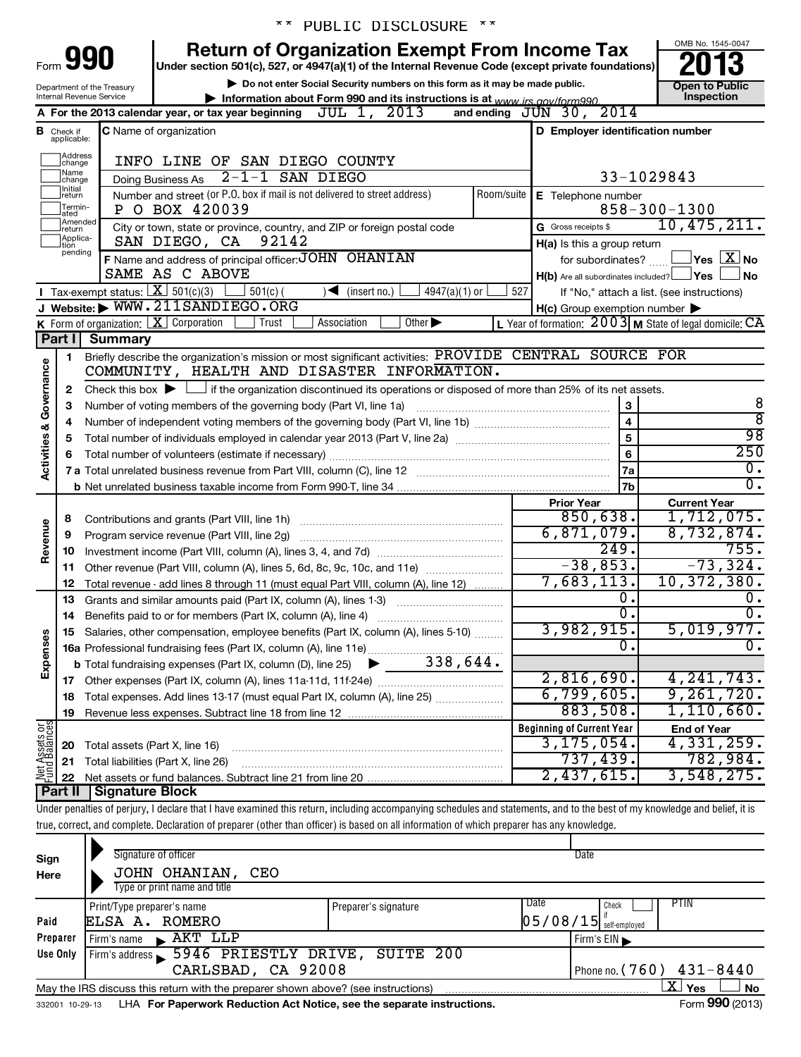** PUBLIC DISCLOSURE **

# Form 990 — Return of Organization Exempt From Income Tax (2013)

Under section 501(c), 527, or 4947(a)(1) of the Internal Revenue Code (except private foundations)

▶ Do not enter Social Security numbers on this form as it may be made public.

▶ Information about Form 990 and its instructions is at www.irs.gov/form990.

Department of the Treasury, Internal Revenue Service

OMB No. 1545-0047 | **Open to Public Inspection**

**A** For the 2013 calendar year, or tax year beginning JUL 1, 2013 and ending JUN 30, 2014

**B** Check if applicable: Address change, Name change, Initial return, Terminated, Amended return, Application pending

**C** Name of organization: INFO LINE OF SAN DIEGO COUNTY

Doing Business As: 2-1-1 SAN DIEGO

Number and street (or P.O. box if mail is not delivered to street address): P O BOX 420039 | Room/suite:

City or town, state or province, country, and ZIP or foreign postal code: SAN DIEGO, CA 92142

**D** Employer identification number: 33-1029843

**E** Telephone number: 858-300-1300

**G** Gross receipts $ 10,475,211.

**F** Name and address of principal officer: JOHN OHANIAN, SAME AS C ABOVE

**H(a)** Is this a group return for subordinates? ☐ Yes ☒ No

**H(b)** Are all subordinates included? ☐ Yes ☐ No — If "No," attach a list. (see instructions)

**I** Tax-exempt status: ☒ 501(c)(3) ☐ 501(c)( ) ◀ (insert no.) ☐ 4947(a)(1) or ☐ 527

**J** Website: ▶ WWW.211SANDIEGO.ORG

**H(c)** Group exemption number ▶

**K** Form of organization: ☒ Corporation ☐ Trust ☐ Association ☐ Other ▶

**L** Year of formation: 2003 **M** State of legal domicile: CA

## Part I Summary

**Activities & Governance**

1. Briefly describe the organization's mission or most significant activities: PROVIDE CENTRAL SOURCE FOR COMMUNITY, HEALTH AND DISASTER INFORMATION.
2. Check this box ▶ ☐ if the organization discontinued its operations or disposed of more than 25% of its net assets.

| Line | Description | | Value |
|---|---|---|---|
| 3 | Number of voting members of the governing body (Part VI, line 1a) | 3 | 8 |
| 4 | Number of independent voting members of the governing body (Part VI, line 1b) | 4 | 8 |
| 5 | Total number of individuals employed in calendar year 2013 (Part V, line 2a) | 5 | 98 |
| 6 | Total number of volunteers (estimate if necessary) | 6 | 250 |
| 7a | Total unrelated business revenue from Part VIII, column (C), line 12 | 7a | 0. |
| 7b | Net unrelated business taxable income from Form 990-T, line 34 | 7b | 0. |

| | Line | Description | Prior Year | Current Year |
|---|---|---|---|---|
| Revenue | 8 | Contributions and grants (Part VIII, line 1h) | 850,638. | 1,712,075. |
| | 9 | Program service revenue (Part VIII, line 2g) | 6,871,079. | 8,732,874. |
| | 10 | Investment income (Part VIII, column (A), lines 3, 4, and 7d) | 249. | 755. |
| | 11 | Other revenue (Part VIII, column (A), lines 5, 6d, 8c, 9c, 10c, and 11e) | -38,853. | -73,324. |
| | 12 | Total revenue - add lines 8 through 11 (must equal Part VIII, column (A), line 12) | 7,683,113. | 10,372,380. |
| Expenses | 13 | Grants and similar amounts paid (Part IX, column (A), lines 1-3) | 0. | 0. |
| | 14 | Benefits paid to or for members (Part IX, column (A), line 4) | 0. | 0. |
| | 15 | Salaries, other compensation, employee benefits (Part IX, column (A), lines 5-10) | 3,982,915. | 5,019,977. |
| | 16a | Professional fundraising fees (Part IX, column (A), line 11e) | 0. | 0. |
| | b | Total fundraising expenses (Part IX, column (D), line 25) ▶ 338,644. | | |
| | 17 | Other expenses (Part IX, column (A), lines 11a-11d, 11f-24e) | 2,816,690. | 4,241,743. |
| | 18 | Total expenses. Add lines 13-17 (must equal Part IX, column (A), line 25) | 6,799,605. | 9,261,720. |
| | 19 | Revenue less expenses. Subtract line 18 from line 12 | 883,508. | 1,110,660. |

| | Line | Description | Beginning of Current Year | End of Year |
|---|---|---|---|---|
| Net Assets or Fund Balances | 20 | Total assets (Part X, line 16) | 3,175,054. | 4,331,259. |
| | 21 | Total liabilities (Part X, line 26) | 737,439. | 782,984. |
| | 22 | Net assets or fund balances. Subtract line 21 from line 20 | 2,437,615. | 3,548,275. |

## Part II Signature Block

Under penalties of perjury, I declare that I have examined this return, including accompanying schedules and statements, and to the best of my knowledge and belief, it is true, correct, and complete. Declaration of preparer (other than officer) is based on all information of which preparer has any knowledge.

**Sign Here**

Signature of officer | Date

JOHN OHANIAN, CEO

Type or print name and title

**Paid Preparer Use Only**

| Print/Type preparer's name | Preparer's signature | Date | Check if self-employed | PTIN |
|---|---|---|---|---|
| ELSA A. ROMERO | | 05/08/15 | ☐ | |

Firm's name ▶ AKT LLP | Firm's EIN ▶

Firm's address ▶ 5946 PRIESTLY DRIVE, SUITE 200, CARLSBAD, CA 92008 | Phone no. (760) 431-8440

May the IRS discuss this return with the preparer shown above? (see instructions) ☒ Yes ☐ No

332001 10-29-13 LHA For Paperwork Reduction Act Notice, see the separate instructions. Form 990 (2013)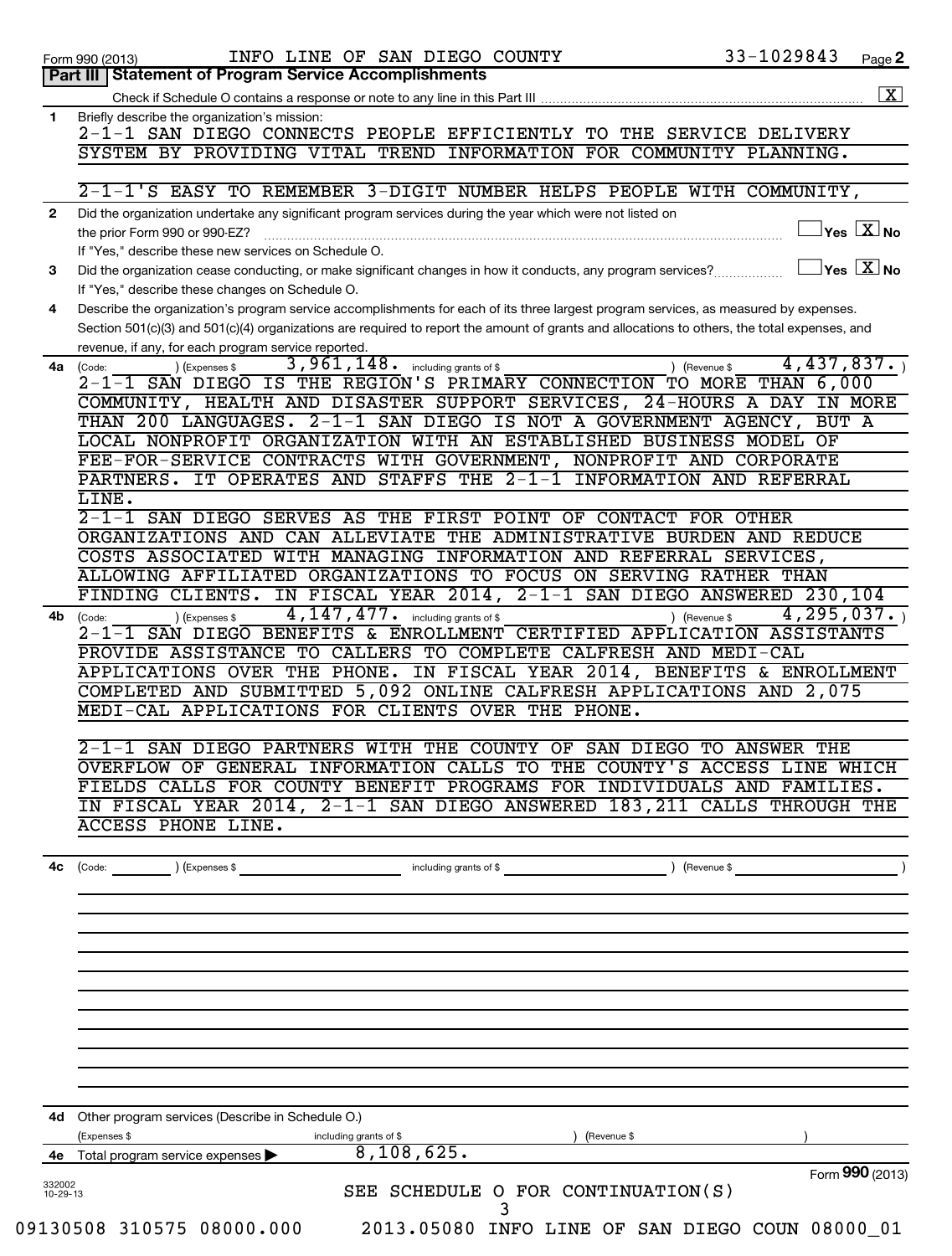Form 990 (2013) INFO LINE OF SAN DIEGO COUNTY 33-1029843 Page 2

## Part III Statement of Program Service Accomplishments

Check if Schedule O contains a response or note to any line in this Part III .......... [X]

**1** Briefly describe the organization's mission:

2-1-1 SAN DIEGO CONNECTS PEOPLE EFFICIENTLY TO THE SERVICE DELIVERY SYSTEM BY PROVIDING VITAL TREND INFORMATION FOR COMMUNITY PLANNING.

2-1-1'S EASY TO REMEMBER 3-DIGIT NUMBER HELPS PEOPLE WITH COMMUNITY,

**2** Did the organization undertake any significant program services during the year which were not listed on the prior Form 990 or 990-EZ? .......... [ ] Yes [X] No

If "Yes," describe these new services on Schedule O.

**3** Did the organization cease conducting, or make significant changes in how it conducts, any program services? .......... [ ] Yes [X] No

If "Yes," describe these changes on Schedule O.

**4** Describe the organization's program service accomplishments for each of its three largest program services, as measured by expenses. Section 501(c)(3) and 501(c)(4) organizations are required to report the amount of grants and allocations to others, the total expenses, and revenue, if any, for each program service reported.

**4a** (Code: ) (Expenses $ 3,961,148. including grants of $ ) (Revenue $ 4,437,837. )

2-1-1 SAN DIEGO IS THE REGION'S PRIMARY CONNECTION TO MORE THAN 6,000 COMMUNITY, HEALTH AND DISASTER SUPPORT SERVICES, 24-HOURS A DAY IN MORE THAN 200 LANGUAGES. 2-1-1 SAN DIEGO IS NOT A GOVERNMENT AGENCY, BUT A LOCAL NONPROFIT ORGANIZATION WITH AN ESTABLISHED BUSINESS MODEL OF FEE-FOR-SERVICE CONTRACTS WITH GOVERNMENT, NONPROFIT AND CORPORATE PARTNERS. IT OPERATES AND STAFFS THE 2-1-1 INFORMATION AND REFERRAL LINE.

2-1-1 SAN DIEGO SERVES AS THE FIRST POINT OF CONTACT FOR OTHER ORGANIZATIONS AND CAN ALLEVIATE THE ADMINISTRATIVE BURDEN AND REDUCE COSTS ASSOCIATED WITH MANAGING INFORMATION AND REFERRAL SERVICES, ALLOWING AFFILIATED ORGANIZATIONS TO FOCUS ON SERVING RATHER THAN FINDING CLIENTS. IN FISCAL YEAR 2014, 2-1-1 SAN DIEGO ANSWERED 230,104

**4b** (Code: ) (Expenses $ 4,147,477. including grants of $ ) (Revenue $ 4,295,037. )

2-1-1 SAN DIEGO BENEFITS & ENROLLMENT CERTIFIED APPLICATION ASSISTANTS PROVIDE ASSISTANCE TO CALLERS TO COMPLETE CALFRESH AND MEDI-CAL APPLICATIONS OVER THE PHONE. IN FISCAL YEAR 2014, BENEFITS & ENROLLMENT COMPLETED AND SUBMITTED 5,092 ONLINE CALFRESH APPLICATIONS AND 2,075 MEDI-CAL APPLICATIONS FOR CLIENTS OVER THE PHONE.

2-1-1 SAN DIEGO PARTNERS WITH THE COUNTY OF SAN DIEGO TO ANSWER THE OVERFLOW OF GENERAL INFORMATION CALLS TO THE COUNTY'S ACCESS LINE WHICH FIELDS CALLS FOR COUNTY BENEFIT PROGRAMS FOR INDIVIDUALS AND FAMILIES. IN FISCAL YEAR 2014, 2-1-1 SAN DIEGO ANSWERED 183,211 CALLS THROUGH THE ACCESS PHONE LINE.

**4c** (Code: ) (Expenses $ including grants of $ ) (Revenue $ )

**4d** Other program services (Describe in Schedule O.)

(Expenses $ including grants of $ ) (Revenue $ )

**4e** Total program service expenses ▶ 8,108,625.

Form **990** (2013)

SEE SCHEDULE O FOR CONTINUATION(S)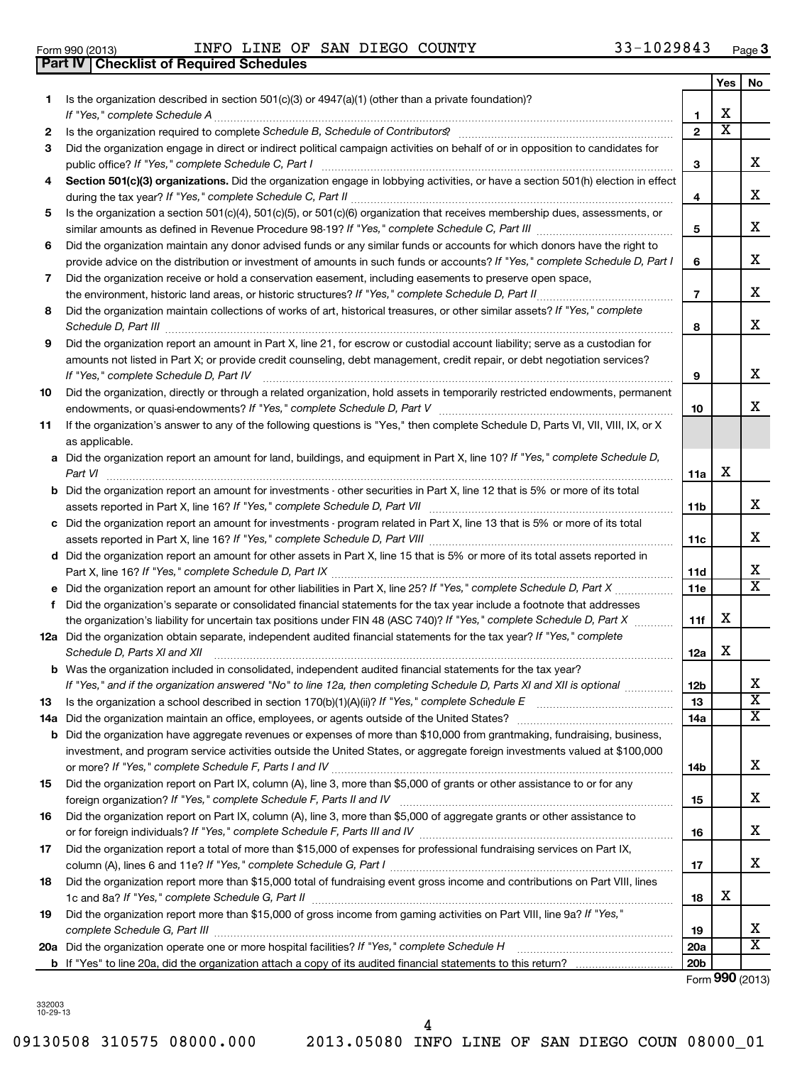Form 990 (2013) INFO LINE OF SAN DIEGO COUNTY 33-1029843 Page 3

## Part IV Checklist of Required Schedules

| | | | Yes | No |
|---|---|---|---|---|
| 1 | Is the organization described in section 501(c)(3) or 4947(a)(1) (other than a private foundation)? *If "Yes," complete Schedule A* | 1 | X | |
| 2 | Is the organization required to complete *Schedule B, Schedule of Contributors*? | 2 | X | |
| 3 | Did the organization engage in direct or indirect political campaign activities on behalf of or in opposition to candidates for public office? *If "Yes," complete Schedule C, Part I* | 3 | | X |
| 4 | **Section 501(c)(3) organizations.** Did the organization engage in lobbying activities, or have a section 501(h) election in effect during the tax year? *If "Yes," complete Schedule C, Part II* | 4 | | X |
| 5 | Is the organization a section 501(c)(4), 501(c)(5), or 501(c)(6) organization that receives membership dues, assessments, or similar amounts as defined in Revenue Procedure 98-19? *If "Yes," complete Schedule C, Part III* | 5 | | X |
| 6 | Did the organization maintain any donor advised funds or any similar funds or accounts for which donors have the right to provide advice on the distribution or investment of amounts in such funds or accounts? *If "Yes," complete Schedule D, Part I* | 6 | | X |
| 7 | Did the organization receive or hold a conservation easement, including easements to preserve open space, the environment, historic land areas, or historic structures? *If "Yes," complete Schedule D, Part II* | 7 | | X |
| 8 | Did the organization maintain collections of works of art, historical treasures, or other similar assets? *If "Yes," complete Schedule D, Part III* | 8 | | X |
| 9 | Did the organization report an amount in Part X, line 21, for escrow or custodial account liability; serve as a custodian for amounts not listed in Part X; or provide credit counseling, debt management, credit repair, or debt negotiation services? *If "Yes," complete Schedule D, Part IV* | 9 | | X |
| 10 | Did the organization, directly or through a related organization, hold assets in temporarily restricted endowments, permanent endowments, or quasi-endowments? *If "Yes," complete Schedule D, Part V* | 10 | | X |
| 11 | If the organization's answer to any of the following questions is "Yes," then complete Schedule D, Parts VI, VII, VIII, IX, or X as applicable. | | | |
| a | Did the organization report an amount for land, buildings, and equipment in Part X, line 10? *If "Yes," complete Schedule D, Part VI* | 11a | X | |
| b | Did the organization report an amount for investments - other securities in Part X, line 12 that is 5% or more of its total assets reported in Part X, line 16? *If "Yes," complete Schedule D, Part VII* | 11b | | X |
| c | Did the organization report an amount for investments - program related in Part X, line 13 that is 5% or more of its total assets reported in Part X, line 16? *If "Yes," complete Schedule D, Part VIII* | 11c | | X |
| d | Did the organization report an amount for other assets in Part X, line 15 that is 5% or more of its total assets reported in Part X, line 16? *If "Yes," complete Schedule D, Part IX* | 11d | | X |
| e | Did the organization report an amount for other liabilities in Part X, line 25? *If "Yes," complete Schedule D, Part X* | 11e | | X |
| f | Did the organization's separate or consolidated financial statements for the tax year include a footnote that addresses the organization's liability for uncertain tax positions under FIN 48 (ASC 740)? *If "Yes," complete Schedule D, Part X* | 11f | X | |
| 12a | Did the organization obtain separate, independent audited financial statements for the tax year? *If "Yes," complete Schedule D, Parts XI and XII* | 12a | X | |
| b | Was the organization included in consolidated, independent audited financial statements for the tax year? *If "Yes," and if the organization answered "No" to line 12a, then completing Schedule D, Parts XI and XII is optional* | 12b | | X |
| 13 | Is the organization a school described in section 170(b)(1)(A)(ii)? *If "Yes," complete Schedule E* | 13 | | X |
| 14a | Did the organization maintain an office, employees, or agents outside of the United States? | 14a | | X |
| b | Did the organization have aggregate revenues or expenses of more than $10,000 from grantmaking, fundraising, business, investment, and program service activities outside the United States, or aggregate foreign investments valued at $100,000 or more? *If "Yes," complete Schedule F, Parts I and IV* | 14b | | X |
| 15 | Did the organization report on Part IX, column (A), line 3, more than $5,000 of grants or other assistance to or for any foreign organization? *If "Yes," complete Schedule F, Parts II and IV* | 15 | | X |
| 16 | Did the organization report on Part IX, column (A), line 3, more than $5,000 of aggregate grants or other assistance to or for foreign individuals? *If "Yes," complete Schedule F, Parts III and IV* | 16 | | X |
| 17 | Did the organization report a total of more than $15,000 of expenses for professional fundraising services on Part IX, column (A), lines 6 and 11e? *If "Yes," complete Schedule G, Part I* | 17 | | X |
| 18 | Did the organization report more than $15,000 total of fundraising event gross income and contributions on Part VIII, lines 1c and 8a? *If "Yes," complete Schedule G, Part II* | 18 | X | |
| 19 | Did the organization report more than $15,000 of gross income from gaming activities on Part VIII, line 9a? *If "Yes," complete Schedule G, Part III* | 19 | | X |
| 20a | Did the organization operate one or more hospital facilities? *If "Yes," complete Schedule H* | 20a | | X |
| b | If "Yes" to line 20a, did the organization attach a copy of its audited financial statements to this return? | 20b | | |

Form **990** (2013)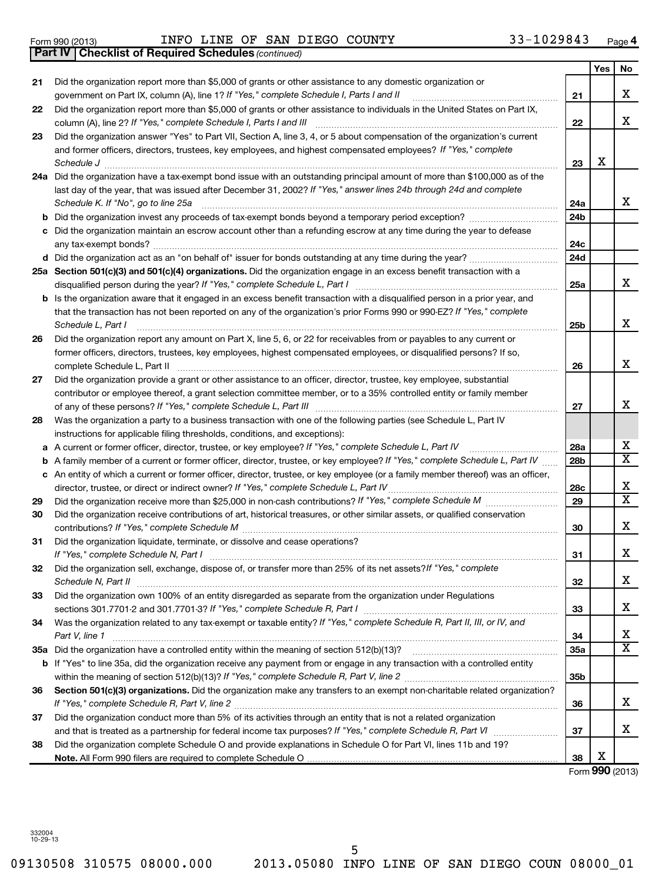Form 990 (2013) INFO LINE OF SAN DIEGO COUNTY 33-1029843 Page 4

**Part IV | Checklist of Required Schedules** *(continued)*

| | | | Yes | No |
|---|---|---|---|---|
| 21 | Did the organization report more than $5,000 of grants or other assistance to any domestic organization or government on Part IX, column (A), line 1? *If "Yes," complete Schedule I, Parts I and II* | 21 | | X |
| 22 | Did the organization report more than $5,000 of grants or other assistance to individuals in the United States on Part IX, column (A), line 2? *If "Yes," complete Schedule I, Parts I and III* | 22 | | X |
| 23 | Did the organization answer "Yes" to Part VII, Section A, line 3, 4, or 5 about compensation of the organization's current and former officers, directors, trustees, key employees, and highest compensated employees? *If "Yes," complete Schedule J* | 23 | X | |
| 24a | Did the organization have a tax-exempt bond issue with an outstanding principal amount of more than $100,000 as of the last day of the year, that was issued after December 31, 2002? *If "Yes," answer lines 24b through 24d and complete Schedule K. If "No", go to line 25a* | 24a | | X |
| b | Did the organization invest any proceeds of tax-exempt bonds beyond a temporary period exception? | 24b | | |
| c | Did the organization maintain an escrow account other than a refunding escrow at any time during the year to defease any tax-exempt bonds? | 24c | | |
| d | Did the organization act as an "on behalf of" issuer for bonds outstanding at any time during the year? | 24d | | |
| 25a | **Section 501(c)(3) and 501(c)(4) organizations.** Did the organization engage in an excess benefit transaction with a disqualified person during the year? *If "Yes," complete Schedule L, Part I* | 25a | | X |
| b | Is the organization aware that it engaged in an excess benefit transaction with a disqualified person in a prior year, and that the transaction has not been reported on any of the organization's prior Forms 990 or 990-EZ? *If "Yes," complete Schedule L, Part I* | 25b | | X |
| 26 | Did the organization report any amount on Part X, line 5, 6, or 22 for receivables from or payables to any current or former officers, directors, trustees, key employees, highest compensated employees, or disqualified persons? If so, complete Schedule L, Part II | 26 | | X |
| 27 | Did the organization provide a grant or other assistance to an officer, director, trustee, key employee, substantial contributor or employee thereof, a grant selection committee member, or to a 35% controlled entity or family member of any of these persons? *If "Yes," complete Schedule L, Part III* | 27 | | X |
| 28 | Was the organization a party to a business transaction with one of the following parties (see Schedule L, Part IV instructions for applicable filing thresholds, conditions, and exceptions): | | | |
| a | A current or former officer, director, trustee, or key employee? *If "Yes," complete Schedule L, Part IV* | 28a | | X |
| b | A family member of a current or former officer, director, trustee, or key employee? *If "Yes," complete Schedule L, Part IV* | 28b | | X |
| c | An entity of which a current or former officer, director, trustee, or key employee (or a family member thereof) was an officer, director, trustee, or direct or indirect owner? *If "Yes," complete Schedule L, Part IV* | 28c | | X |
| 29 | Did the organization receive more than $25,000 in non-cash contributions? *If "Yes," complete Schedule M* | 29 | | X |
| 30 | Did the organization receive contributions of art, historical treasures, or other similar assets, or qualified conservation contributions? *If "Yes," complete Schedule M* | 30 | | X |
| 31 | Did the organization liquidate, terminate, or dissolve and cease operations? *If "Yes," complete Schedule N, Part I* | 31 | | X |
| 32 | Did the organization sell, exchange, dispose of, or transfer more than 25% of its net assets? *If "Yes," complete Schedule N, Part II* | 32 | | X |
| 33 | Did the organization own 100% of an entity disregarded as separate from the organization under Regulations sections 301.7701-2 and 301.7701-3? *If "Yes," complete Schedule R, Part I* | 33 | | X |
| 34 | Was the organization related to any tax-exempt or taxable entity? *If "Yes," complete Schedule R, Part II, III, or IV, and Part V, line 1* | 34 | | X |
| 35a | Did the organization have a controlled entity within the meaning of section 512(b)(13)? | 35a | | X |
| b | If "Yes" to line 35a, did the organization receive any payment from or engage in any transaction with a controlled entity within the meaning of section 512(b)(13)? *If "Yes," complete Schedule R, Part V, line 2* | 35b | | |
| 36 | **Section 501(c)(3) organizations.** Did the organization make any transfers to an exempt non-charitable related organization? *If "Yes," complete Schedule R, Part V, line 2* | 36 | | X |
| 37 | Did the organization conduct more than 5% of its activities through an entity that is not a related organization and that is treated as a partnership for federal income tax purposes? *If "Yes," complete Schedule R, Part VI* | 37 | | X |
| 38 | Did the organization complete Schedule O and provide explanations in Schedule O for Part VI, lines 11b and 19? **Note.** All Form 990 filers are required to complete Schedule O | 38 | X | |

Form **990** (2013)

332004 10-29-13

09130508 310575 08000.000 2013.05080 INFO LINE OF SAN DIEGO COUN 08000_01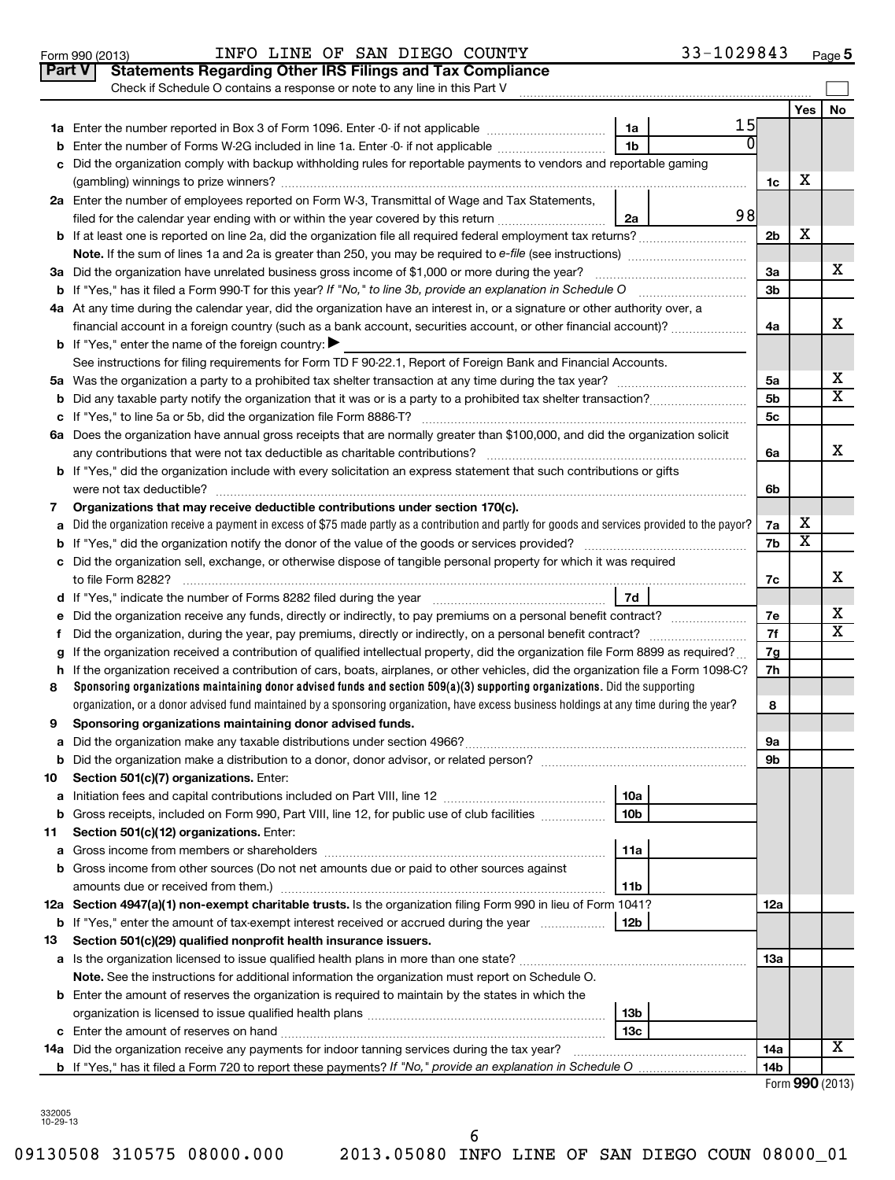Form 990 (2013) INFO LINE OF SAN DIEGO COUNTY 33-1029843 Page 5

## Part V Statements Regarding Other IRS Filings and Tax Compliance

Check if Schedule O contains a response or note to any line in this Part V ☐

| | | | | | Yes | No |
|---|---|---|---|---|---|---|
| 1a | Enter the number reported in Box 3 of Form 1096. Enter -0- if not applicable | 1a | 15 | | | |
| b | Enter the number of Forms W-2G included in line 1a. Enter -0- if not applicable | 1b | 0 | | | |
| c | Did the organization comply with backup withholding rules for reportable payments to vendors and reportable gaming (gambling) winnings to prize winners? | | | 1c | X | |
| 2a | Enter the number of employees reported on Form W-3, Transmittal of Wage and Tax Statements, filed for the calendar year ending with or within the year covered by this return | 2a | 98 | | | |
| b | If at least one is reported on line 2a, did the organization file all required federal employment tax returns? | | | 2b | X | |
| | **Note.** If the sum of lines 1a and 2a is greater than 250, you may be required to *e-file* (see instructions) | | | | | |
| 3a | Did the organization have unrelated business gross income of $1,000 or more during the year? | | | 3a | | X |
| b | If "Yes," has it filed a Form 990-T for this year? *If "No," to line 3b, provide an explanation in Schedule O* | | | 3b | | |
| 4a | At any time during the calendar year, did the organization have an interest in, or a signature or other authority over, a financial account in a foreign country (such as a bank account, securities account, or other financial account)? | | | 4a | | X |
| b | If "Yes," enter the name of the foreign country: ▶ | | | | | |
| | See instructions for filing requirements for Form TD F 90-22.1, Report of Foreign Bank and Financial Accounts. | | | | | |
| 5a | Was the organization a party to a prohibited tax shelter transaction at any time during the tax year? | | | 5a | | X |
| b | Did any taxable party notify the organization that it was or is a party to a prohibited tax shelter transaction? | | | 5b | | X |
| c | If "Yes," to line 5a or 5b, did the organization file Form 8886-T? | | | 5c | | |
| 6a | Does the organization have annual gross receipts that are normally greater than $100,000, and did the organization solicit any contributions that were not tax deductible as charitable contributions? | | | 6a | | X |
| b | If "Yes," did the organization include with every solicitation an express statement that such contributions or gifts were not tax deductible? | | | 6b | | |
| 7 | **Organizations that may receive deductible contributions under section 170(c).** | | | | | |
| a | Did the organization receive a payment in excess of $75 made partly as a contribution and partly for goods and services provided to the payor? | | | 7a | X | |
| b | If "Yes," did the organization notify the donor of the value of the goods or services provided? | | | 7b | X | |
| c | Did the organization sell, exchange, or otherwise dispose of tangible personal property for which it was required to file Form 8282? | | | 7c | | X |
| d | If "Yes," indicate the number of Forms 8282 filed during the year | 7d | | | | |
| e | Did the organization receive any funds, directly or indirectly, to pay premiums on a personal benefit contract? | | | 7e | | X |
| f | Did the organization, during the year, pay premiums, directly or indirectly, on a personal benefit contract? | | | 7f | | X |
| g | If the organization received a contribution of qualified intellectual property, did the organization file Form 8899 as required? | | | 7g | | |
| h | If the organization received a contribution of cars, boats, airplanes, or other vehicles, did the organization file a Form 1098-C? | | | 7h | | |
| 8 | **Sponsoring organizations maintaining donor advised funds and section 509(a)(3) supporting organizations.** Did the supporting organization, or a donor advised fund maintained by a sponsoring organization, have excess business holdings at any time during the year? | | | 8 | | |
| 9 | **Sponsoring organizations maintaining donor advised funds.** | | | | | |
| a | Did the organization make any taxable distributions under section 4966? | | | 9a | | |
| b | Did the organization make a distribution to a donor, donor advisor, or related person? | | | 9b | | |
| 10 | **Section 501(c)(7) organizations.** Enter: | | | | | |
| a | Initiation fees and capital contributions included on Part VIII, line 12 | 10a | | | | |
| b | Gross receipts, included on Form 990, Part VIII, line 12, for public use of club facilities | 10b | | | | |
| 11 | **Section 501(c)(12) organizations.** Enter: | | | | | |
| a | Gross income from members or shareholders | 11a | | | | |
| b | Gross income from other sources (Do not net amounts due or paid to other sources against amounts due or received from them.) | 11b | | | | |
| 12a | **Section 4947(a)(1) non-exempt charitable trusts.** Is the organization filing Form 990 in lieu of Form 1041? | | | 12a | | |
| b | If "Yes," enter the amount of tax-exempt interest received or accrued during the year | 12b | | | | |
| 13 | **Section 501(c)(29) qualified nonprofit health insurance issuers.** | | | | | |
| a | Is the organization licensed to issue qualified health plans in more than one state? | | | 13a | | |
| | **Note.** See the instructions for additional information the organization must report on Schedule O. | | | | | |
| b | Enter the amount of reserves the organization is required to maintain by the states in which the organization is licensed to issue qualified health plans | 13b | | | | |
| c | Enter the amount of reserves on hand | 13c | | | | |
| 14a | Did the organization receive any payments for indoor tanning services during the tax year? | | | 14a | | X |
| b | If "Yes," has it filed a Form 720 to report these payments? *If "No," provide an explanation in Schedule O* | | | 14b | | |

Form **990** (2013)

332005 10-29-13

09130508 310575 08000.000 2013.05080 INFO LINE OF SAN DIEGO COUN 08000_01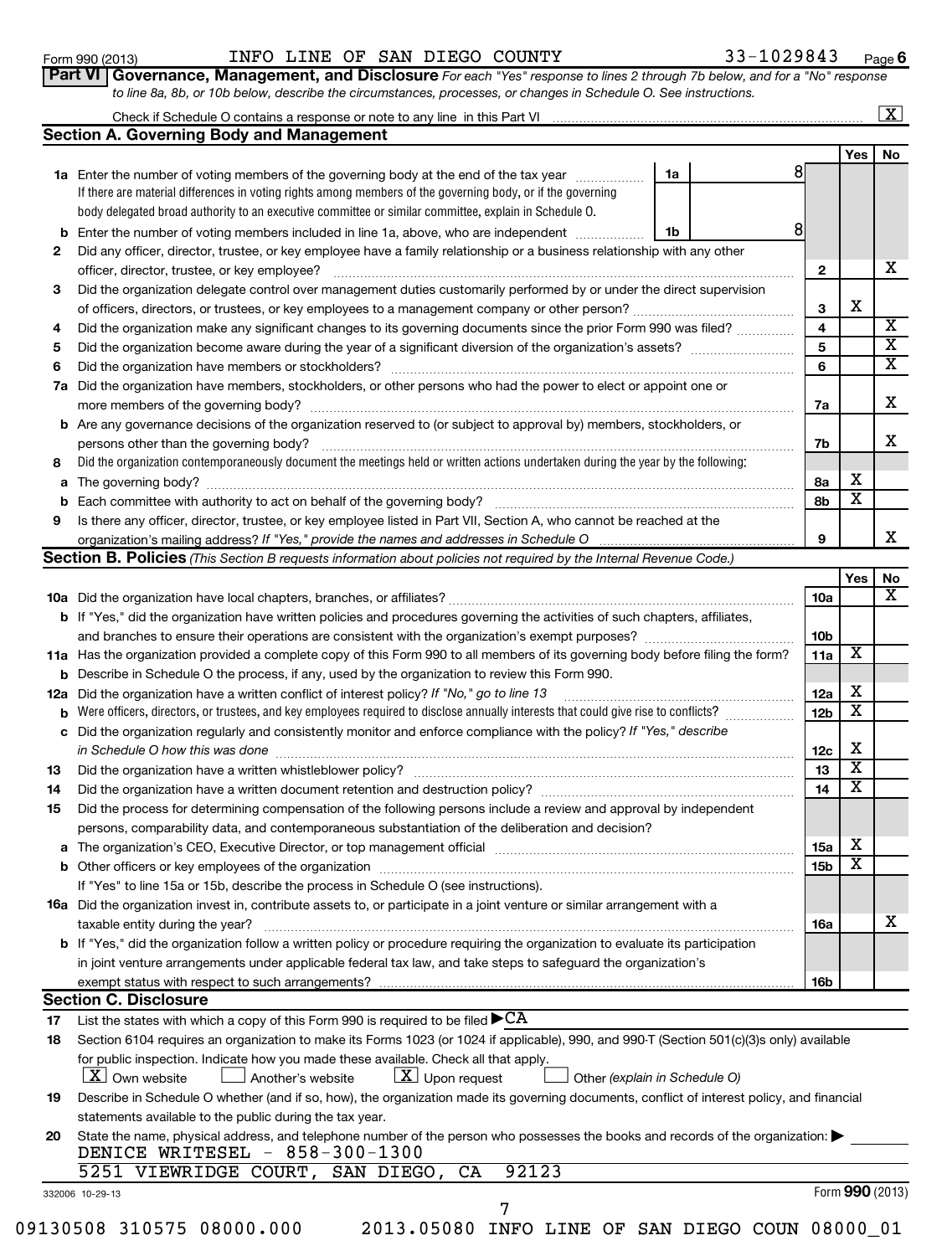Form 990 (2013) INFO LINE OF SAN DIEGO COUNTY 33-1029843 Page 6

**Part VI Governance, Management, and Disclosure** *For each "Yes" response to lines 2 through 7b below, and for a "No" response to line 8a, 8b, or 10b below, describe the circumstances, processes, or changes in Schedule O. See instructions.*

Check if Schedule O contains a response or note to any line in this Part VI [X]

## Section A. Governing Body and Management

| | | | | Yes | No |
|---|---|---|---|---|---|
| 1a | Enter the number of voting members of the governing body at the end of the tax year. If there are material differences in voting rights among members of the governing body, or if the governing body delegated broad authority to an executive committee or similar committee, explain in Schedule O. | 1a | 8 | | |
| b | Enter the number of voting members included in line 1a, above, who are independent | 1b | 8 | | |
| 2 | Did any officer, director, trustee, or key employee have a family relationship or a business relationship with any other officer, director, trustee, or key employee? | | 2 | | X |
| 3 | Did the organization delegate control over management duties customarily performed by or under the direct supervision of officers, directors, or trustees, or key employees to a management company or other person? | | 3 | X | |
| 4 | Did the organization make any significant changes to its governing documents since the prior Form 990 was filed? | | 4 | | X |
| 5 | Did the organization become aware during the year of a significant diversion of the organization's assets? | | 5 | | X |
| 6 | Did the organization have members or stockholders? | | 6 | | X |
| 7a | Did the organization have members, stockholders, or other persons who had the power to elect or appoint one or more members of the governing body? | | 7a | | X |
| b | Are any governance decisions of the organization reserved to (or subject to approval by) members, stockholders, or persons other than the governing body? | | 7b | | X |
| 8 | Did the organization contemporaneously document the meetings held or written actions undertaken during the year by the following: | | | | |
| a | The governing body? | | 8a | X | |
| b | Each committee with authority to act on behalf of the governing body? | | 8b | X | |
| 9 | Is there any officer, director, trustee, or key employee listed in Part VII, Section A, who cannot be reached at the organization's mailing address? *If "Yes," provide the names and addresses in Schedule O* | | 9 | | X |

## Section B. Policies *(This Section B requests information about policies not required by the Internal Revenue Code.)*

| | | | Yes | No |
|---|---|---|---|---|
| 10a | Did the organization have local chapters, branches, or affiliates? | 10a | | X |
| b | If "Yes," did the organization have written policies and procedures governing the activities of such chapters, affiliates, and branches to ensure their operations are consistent with the organization's exempt purposes? | 10b | | |
| 11a | Has the organization provided a complete copy of this Form 990 to all members of its governing body before filing the form? | 11a | X | |
| b | Describe in Schedule O the process, if any, used by the organization to review this Form 990. | | | |
| 12a | Did the organization have a written conflict of interest policy? *If "No," go to line 13* | 12a | X | |
| b | Were officers, directors, or trustees, and key employees required to disclose annually interests that could give rise to conflicts? | 12b | X | |
| c | Did the organization regularly and consistently monitor and enforce compliance with the policy? *If "Yes," describe in Schedule O how this was done* | 12c | X | |
| 13 | Did the organization have a written whistleblower policy? | 13 | X | |
| 14 | Did the organization have a written document retention and destruction policy? | 14 | X | |
| 15 | Did the process for determining compensation of the following persons include a review and approval by independent persons, comparability data, and contemporaneous substantiation of the deliberation and decision? | | | |
| a | The organization's CEO, Executive Director, or top management official | 15a | X | |
| b | Other officers or key employees of the organization | 15b | X | |
| | If "Yes" to line 15a or 15b, describe the process in Schedule O (see instructions). | | | |
| 16a | Did the organization invest in, contribute assets to, or participate in a joint venture or similar arrangement with a taxable entity during the year? | 16a | | X |
| b | If "Yes," did the organization follow a written policy or procedure requiring the organization to evaluate its participation in joint venture arrangements under applicable federal tax law, and take steps to safeguard the organization's exempt status with respect to such arrangements? | 16b | | |

## Section C. Disclosure

17 List the states with which a copy of this Form 990 is required to be filed ▶ CA

18 Section 6104 requires an organization to make its Forms 1023 (or 1024 if applicable), 990, and 990-T (Section 501(c)(3)s only) available for public inspection. Indicate how you made these available. Check all that apply.

[X] Own website [ ] Another's website [X] Upon request [ ] Other *(explain in Schedule O)*

19 Describe in Schedule O whether (and if so, how), the organization made its governing documents, conflict of interest policy, and financial statements available to the public during the tax year.

20 State the name, physical address, and telephone number of the person who possesses the books and records of the organization: ▶

DENICE WRITESEL - 858-300-1300
5251 VIEWRIDGE COURT, SAN DIEGO, CA 92123

332006 10-29-13 Form **990** (2013)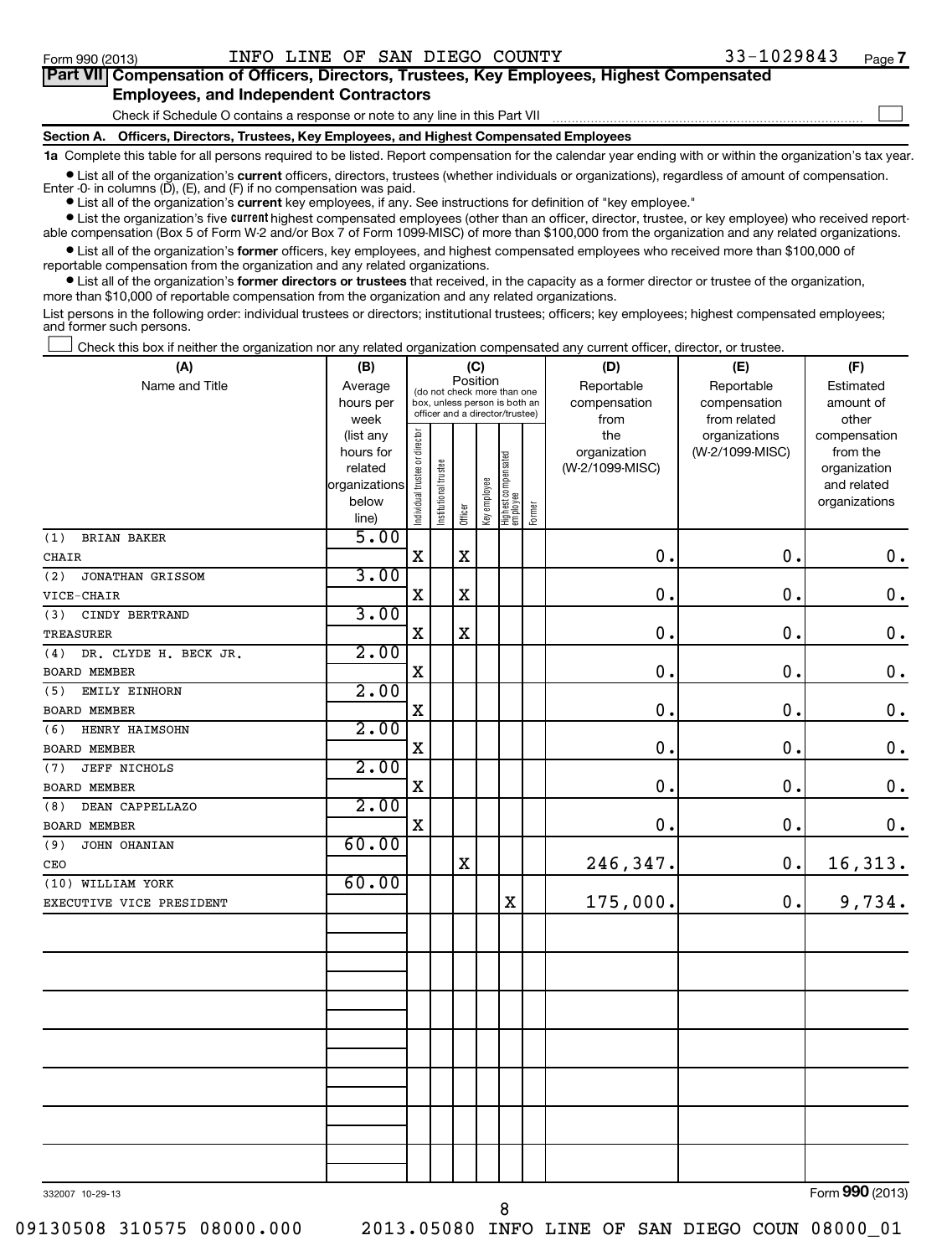Form 990 (2013) INFO LINE OF SAN DIEGO COUNTY 33-1029843 Page 7

## Part VII Compensation of Officers, Directors, Trustees, Key Employees, Highest Compensated Employees, and Independent Contractors

Check if Schedule O contains a response or note to any line in this Part VII ☐

### Section A. Officers, Directors, Trustees, Key Employees, and Highest Compensated Employees

**1a** Complete this table for all persons required to be listed. Report compensation for the calendar year ending with or within the organization's tax year.

- List all of the organization's **current** officers, directors, trustees (whether individuals or organizations), regardless of amount of compensation. Enter -0- in columns (D), (E), and (F) if no compensation was paid.
- List all of the organization's **current** key employees, if any. See instructions for definition of "key employee."
- List the organization's five **current** highest compensated employees (other than an officer, director, trustee, or key employee) who received reportable compensation (Box 5 of Form W-2 and/or Box 7 of Form 1099-MISC) of more than $100,000 from the organization and any related organizations.
- List all of the organization's **former** officers, key employees, and highest compensated employees who received more than $100,000 of reportable compensation from the organization and any related organizations.
- List all of the organization's **former directors or trustees** that received, in the capacity as a former director or trustee of the organization, more than $10,000 of reportable compensation from the organization and any related organizations.

List persons in the following order: individual trustees or directors; institutional trustees; officers; key employees; highest compensated employees; and former such persons.

☐ Check this box if neither the organization nor any related organization compensated any current officer, director, or trustee.

| (A) Name and Title | (B) Average hours per week (list any hours for related organizations below line) | (C) Position: Individual trustee or director | Institutional trustee | Officer | Key employee | Highest compensated employee | Former | (D) Reportable compensation from the organization (W-2/1099-MISC) | (E) Reportable compensation from related organizations (W-2/1099-MISC) | (F) Estimated amount of other compensation from the organization and related organizations |
|---|---|---|---|---|---|---|---|---|---|---|
| (1) BRIAN BAKER<br>CHAIR | 5.00 | X | | X | | | | 0. | 0. | 0. |
| (2) JONATHAN GRISSOM<br>VICE-CHAIR | 3.00 | X | | X | | | | 0. | 0. | 0. |
| (3) CINDY BERTRAND<br>TREASURER | 3.00 | X | | X | | | | 0. | 0. | 0. |
| (4) DR. CLYDE H. BECK JR.<br>BOARD MEMBER | 2.00 | X | | | | | | 0. | 0. | 0. |
| (5) EMILY EINHORN<br>BOARD MEMBER | 2.00 | X | | | | | | 0. | 0. | 0. |
| (6) HENRY HAIMSOHN<br>BOARD MEMBER | 2.00 | X | | | | | | 0. | 0. | 0. |
| (7) JEFF NICHOLS<br>BOARD MEMBER | 2.00 | X | | | | | | 0. | 0. | 0. |
| (8) DEAN CAPPELLAZO<br>BOARD MEMBER | 2.00 | X | | | | | | 0. | 0. | 0. |
| (9) JOHN OHANIAN<br>CEO | 60.00 | | | X | | | | 246,347. | 0. | 16,313. |
| (10) WILLIAM YORK<br>EXECUTIVE VICE PRESIDENT | 60.00 | | | | | X | | 175,000. | 0. | 9,734. |

332007 10-29-13 Form 990 (2013)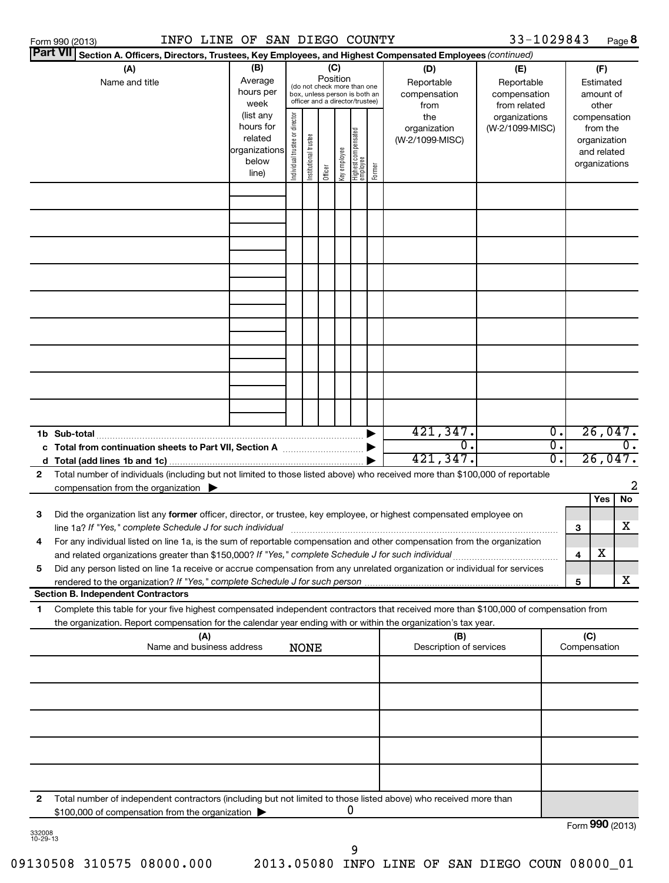Form 990 (2013) INFO LINE OF SAN DIEGO COUNTY 33-1029843 Page 8

**Part VII** Section A. Officers, Directors, Trustees, Key Employees, and Highest Compensated Employees *(continued)*

| (A) Name and title | (B) Average hours per week (list any hours for related organizations below line) | (C) Position (do not check more than one box, unless person is both an officer and a director/trustee): Individual trustee or director | Institutional trustee | Officer | Key employee | Highest compensated employee | Former | (D) Reportable compensation from the organization (W-2/1099-MISC) | (E) Reportable compensation from related organizations (W-2/1099-MISC) | (F) Estimated amount of other compensation from the organization and related organizations |
|---|---|---|---|---|---|---|---|---|---|---|
| | | | | | | | | | | |
| | | | | | | | | | | |
| | | | | | | | | | | |
| | | | | | | | | | | |
| | | | | | | | | | | |
| | | | | | | | | | | |
| | | | | | | | | | | |
| | | | | | | | | | | |
| | | | | | | | | | | |
| **1b Sub-total** | | | | | | | | 421,347. | 0. | 26,047. |
| **c Total from continuation sheets to Part VII, Section A** | | | | | | | | 0. | 0. | 0. |
| **d Total (add lines 1b and 1c)** | | | | | | | | 421,347. | 0. | 26,047. |

**2** Total number of individuals (including but not limited to those listed above) who received more than $100,000 of reportable compensation from the organization ▶ 2

| | | | Yes | No |
|---|---|---|---|---|
| **3** | Did the organization list any **former** officer, director, or trustee, key employee, or highest compensated employee on line 1a? *If "Yes," complete Schedule J for such individual* | 3 | | X |
| **4** | For any individual listed on line 1a, is the sum of reportable compensation and other compensation from the organization and related organizations greater than $150,000? *If "Yes," complete Schedule J for such individual* | 4 | X | |
| **5** | Did any person listed on line 1a receive or accrue compensation from any unrelated organization or individual for services rendered to the organization? *If "Yes," complete Schedule J for such person* | 5 | | X |

**Section B. Independent Contractors**

**1** Complete this table for your five highest compensated independent contractors that received more than $100,000 of compensation from the organization. Report compensation for the calendar year ending with or within the organization's tax year.

| (A) Name and business address NONE | (B) Description of services | (C) Compensation |
|---|---|---|
| | | |
| | | |
| | | |
| | | |
| | | |

**2** Total number of independent contractors (including but not limited to those listed above) who received more than $100,000 of compensation from the organization ▶ 0

Form **990** (2013)

332008 10-29-13

09130508 310575 08000.000 2013.05080 INFO LINE OF SAN DIEGO COUN 08000_01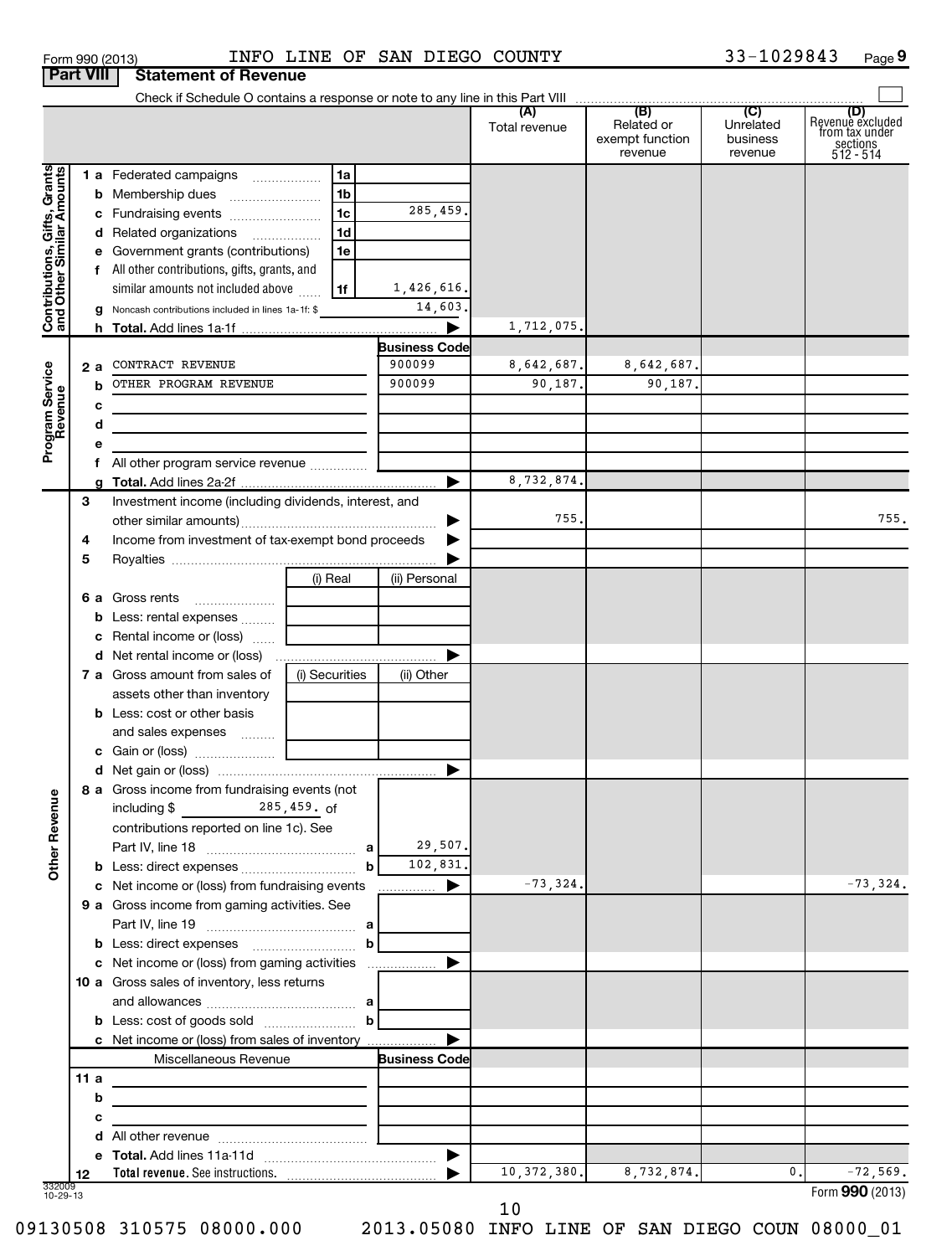Form 990 (2013) INFO LINE OF SAN DIEGO COUNTY 33-1029843 Page 9

## Part VIII Statement of Revenue

Check if Schedule O contains a response or note to any line in this Part VIII ☐

| | | | (A) Total revenue | (B) Related or exempt function revenue | (C) Unrelated business revenue | (D) Revenue excluded from tax under sections 512 - 514 |
|---|---|---|---|---|---|---|
| **Contributions, Gifts, Grants and Other Similar Amounts** | | | | | | |
| 1 a | Federated campaigns | 1a | | | | |
| b | Membership dues | 1b | | | | |
| c | Fundraising events | 1c 285,459. | | | | |
| d | Related organizations | 1d | | | | |
| e | Government grants (contributions) | 1e | | | | |
| f | All other contributions, gifts, grants, and similar amounts not included above | 1f 1,426,616. | | | | |
| g | Noncash contributions included in lines 1a-1f: $ | 14,603. | | | | |
| h | **Total.** Add lines 1a-1f | ▶ | 1,712,075. | | | |
| **Program Service Revenue** | | **Business Code** | | | | |
| 2 a | CONTRACT REVENUE | 900099 | 8,642,687. | 8,642,687. | | |
| b | OTHER PROGRAM REVENUE | 900099 | 90,187. | 90,187. | | |
| c | | | | | | |
| d | | | | | | |
| e | | | | | | |
| f | All other program service revenue | | | | | |
| g | **Total.** Add lines 2a-2f | ▶ | 8,732,874. | | | |
| **Other Revenue** | | | | | | |
| 3 | Investment income (including dividends, interest, and other similar amounts) | ▶ | 755. | | | 755. |
| 4 | Income from investment of tax-exempt bond proceeds | ▶ | | | | |
| 5 | Royalties | ▶ | | | | |
| | | (i) Real / (ii) Personal | | | | |
| 6 a | Gross rents | | | | | |
| b | Less: rental expenses | | | | | |
| c | Rental income or (loss) | | | | | |
| d | Net rental income or (loss) | ▶ | | | | |
| 7 a | Gross amount from sales of assets other than inventory | (i) Securities / (ii) Other | | | | |
| b | Less: cost or other basis and sales expenses | | | | | |
| c | Gain or (loss) | | | | | |
| d | Net gain or (loss) | ▶ | | | | |
| 8 a | Gross income from fundraising events (not including $ 285,459. of contributions reported on line 1c). See Part IV, line 18 | a 29,507. | | | | |
| b | Less: direct expenses | b 102,831. | | | | |
| c | Net income or (loss) from fundraising events | ▶ | -73,324. | | | -73,324. |
| 9 a | Gross income from gaming activities. See Part IV, line 19 | a | | | | |
| b | Less: direct expenses | b | | | | |
| c | Net income or (loss) from gaming activities | ▶ | | | | |
| 10 a | Gross sales of inventory, less returns and allowances | a | | | | |
| b | Less: cost of goods sold | b | | | | |
| c | Net income or (loss) from sales of inventory | ▶ | | | | |
| | Miscellaneous Revenue | **Business Code** | | | | |
| 11 a | | | | | | |
| b | | | | | | |
| c | | | | | | |
| d | All other revenue | | | | | |
| e | **Total.** Add lines 11a-11d | ▶ | | | | |
| 12 | **Total revenue.** See instructions. | ▶ | 10,372,380. | 8,732,874. | 0. | -72,569. |

332009 10-29-13

Form **990** (2013)

09130508 310575 08000.000 2013.05080 INFO LINE OF SAN DIEGO COUN 08000_01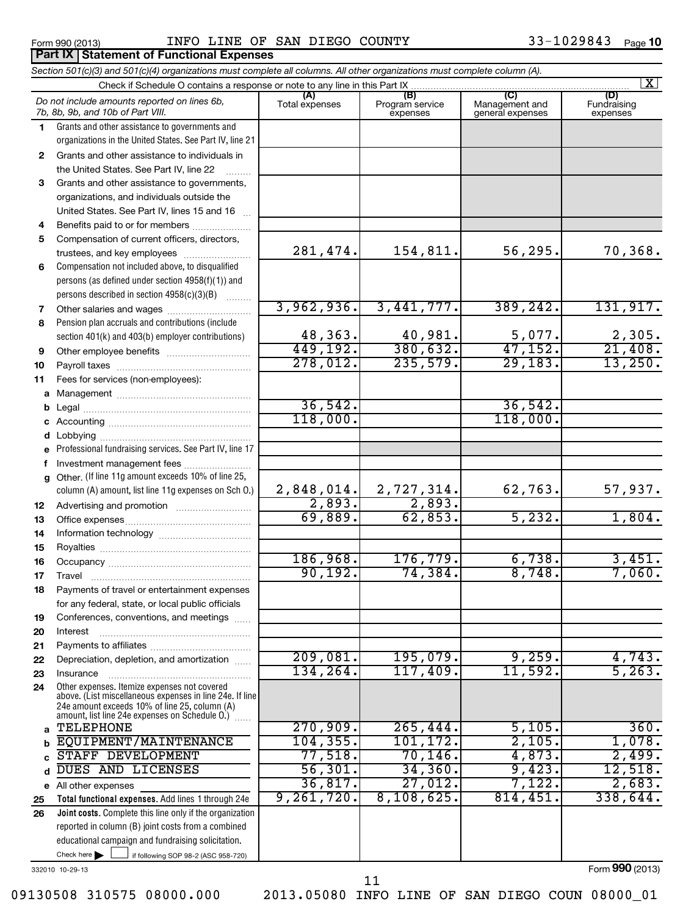Form 990 (2013) INFO LINE OF SAN DIEGO COUNTY 33-1029843

## Part IX Statement of Functional Expenses

*Section 501(c)(3) and 501(c)(4) organizations must complete all columns. All other organizations must complete column (A).*

Check if Schedule O contains a response or note to any line in this Part IX [X]

| *Do not include amounts reported on lines 6b, 7b, 8b, 9b, and 10b of Part VIII.* | (A) Total expenses | (B) Program service expenses | (C) Management and general expenses | (D) Fundraising expenses |
|---|---|---|---|---|
| 1 Grants and other assistance to governments and organizations in the United States. See Part IV, line 21 | | | | |
| 2 Grants and other assistance to individuals in the United States. See Part IV, line 22 | | | | |
| 3 Grants and other assistance to governments, organizations, and individuals outside the United States. See Part IV, lines 15 and 16 | | | | |
| 4 Benefits paid to or for members | | | | |
| 5 Compensation of current officers, directors, trustees, and key employees | 281,474. | 154,811. | 56,295. | 70,368. |
| 6 Compensation not included above, to disqualified persons (as defined under section 4958(f)(1)) and persons described in section 4958(c)(3)(B) | | | | |
| 7 Other salaries and wages | 3,962,936. | 3,441,777. | 389,242. | 131,917. |
| 8 Pension plan accruals and contributions (include section 401(k) and 403(b) employer contributions) | 48,363. | 40,981. | 5,077. | 2,305. |
| 9 Other employee benefits | 449,192. | 380,632. | 47,152. | 21,408. |
| 10 Payroll taxes | 278,012. | 235,579. | 29,183. | 13,250. |
| 11 Fees for services (non-employees): | | | | |
| a Management | | | | |
| b Legal | 36,542. | | 36,542. | |
| c Accounting | 118,000. | | 118,000. | |
| d Lobbying | | | | |
| e Professional fundraising services. See Part IV, line 17 | | | | |
| f Investment management fees | | | | |
| g Other. (If line 11g amount exceeds 10% of line 25, column (A) amount, list line 11g expenses on Sch O.) | 2,848,014. | 2,727,314. | 62,763. | 57,937. |
| 12 Advertising and promotion | 2,893. | 2,893. | | |
| 13 Office expenses | 69,889. | 62,853. | 5,232. | 1,804. |
| 14 Information technology | | | | |
| 15 Royalties | | | | |
| 16 Occupancy | 186,968. | 176,779. | 6,738. | 3,451. |
| 17 Travel | 90,192. | 74,384. | 8,748. | 7,060. |
| 18 Payments of travel or entertainment expenses for any federal, state, or local public officials | | | | |
| 19 Conferences, conventions, and meetings | | | | |
| 20 Interest | | | | |
| 21 Payments to affiliates | | | | |
| 22 Depreciation, depletion, and amortization | 209,081. | 195,079. | 9,259. | 4,743. |
| 23 Insurance | 134,264. | 117,409. | 11,592. | 5,263. |
| 24 Other expenses. Itemize expenses not covered above. (List miscellaneous expenses in line 24e. If line 24e amount exceeds 10% of line 25, column (A) amount, list line 24e expenses on Schedule O.) | | | | |
| a TELEPHONE | 270,909. | 265,444. | 5,105. | 360. |
| b EQUIPMENT/MAINTENANCE | 104,355. | 101,172. | 2,105. | 1,078. |
| c STAFF DEVELOPMENT | 77,518. | 70,146. | 4,873. | 2,499. |
| d DUES AND LICENSES | 56,301. | 34,360. | 9,423. | 12,518. |
| e All other expenses | 36,817. | 27,012. | 7,122. | 2,683. |
| 25 **Total functional expenses.** Add lines 1 through 24e | 9,261,720. | 8,108,625. | 814,451. | 338,644. |
| 26 **Joint costs.** Complete this line only if the organization reported in column (B) joint costs from a combined educational campaign and fundraising solicitation. Check here [ ] if following SOP 98-2 (ASC 958-720) | | | | |

332010 10-29-13

Form **990** (2013)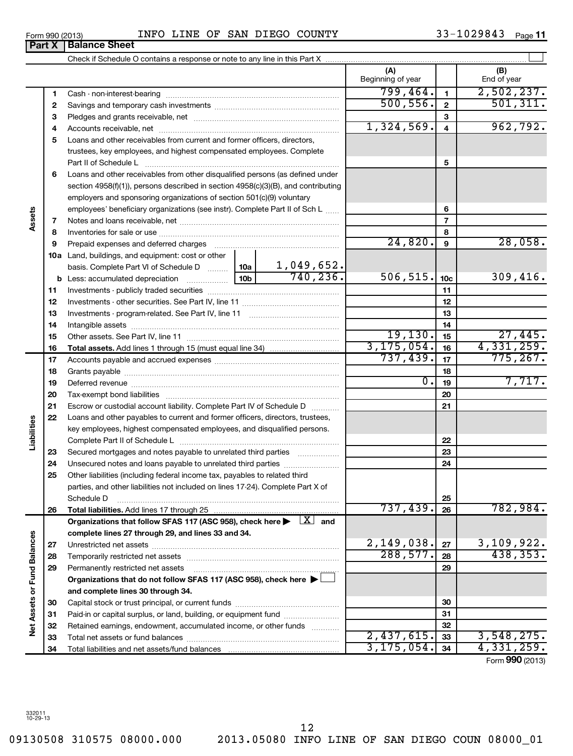Form 990 (2013) INFO LINE OF SAN DIEGO COUNTY 33-1029843

## Part X | Balance Sheet

Check if Schedule O contains a response or note to any line in this Part X

| | | | | (A) Beginning of year | | (B) End of year |
|---|---|---|---|---|---|---|
| **Assets** | 1 | Cash - non-interest-bearing | | 799,464. | 1 | 2,502,237. |
| | 2 | Savings and temporary cash investments | | 500,556. | 2 | 501,311. |
| | 3 | Pledges and grants receivable, net | | | 3 | |
| | 4 | Accounts receivable, net | | 1,324,569. | 4 | 962,792. |
| | 5 | Loans and other receivables from current and former officers, directors, trustees, key employees, and highest compensated employees. Complete Part II of Schedule L | | | 5 | |
| | 6 | Loans and other receivables from other disqualified persons (as defined under section 4958(f)(1)), persons described in section 4958(c)(3)(B), and contributing employers and sponsoring organizations of section 501(c)(9) voluntary employees' beneficiary organizations (see instr). Complete Part II of Sch L | | | 6 | |
| | 7 | Notes and loans receivable, net | | | 7 | |
| | 8 | Inventories for sale or use | | | 8 | |
| | 9 | Prepaid expenses and deferred charges | | 24,820. | 9 | 28,058. |
| | 10a | Land, buildings, and equipment: cost or other basis. Complete Part VI of Schedule D | 10a 1,049,652. | | | |
| | b | Less: accumulated depreciation | 10b 740,236. | 506,515. | 10c | 309,416. |
| | 11 | Investments - publicly traded securities | | | 11 | |
| | 12 | Investments - other securities. See Part IV, line 11 | | | 12 | |
| | 13 | Investments - program-related. See Part IV, line 11 | | | 13 | |
| | 14 | Intangible assets | | | 14 | |
| | 15 | Other assets. See Part IV, line 11 | | 19,130. | 15 | 27,445. |
| | 16 | **Total assets.** Add lines 1 through 15 (must equal line 34) | | 3,175,054. | 16 | 4,331,259. |
| **Liabilities** | 17 | Accounts payable and accrued expenses | | 737,439. | 17 | 775,267. |
| | 18 | Grants payable | | | 18 | |
| | 19 | Deferred revenue | | 0. | 19 | 7,717. |
| | 20 | Tax-exempt bond liabilities | | | 20 | |
| | 21 | Escrow or custodial account liability. Complete Part IV of Schedule D | | | 21 | |
| | 22 | Loans and other payables to current and former officers, directors, trustees, key employees, highest compensated employees, and disqualified persons. Complete Part II of Schedule L | | | 22 | |
| | 23 | Secured mortgages and notes payable to unrelated third parties | | | 23 | |
| | 24 | Unsecured notes and loans payable to unrelated third parties | | | 24 | |
| | 25 | Other liabilities (including federal income tax, payables to related third parties, and other liabilities not included on lines 17-24). Complete Part X of Schedule D | | | 25 | |
| | 26 | **Total liabilities.** Add lines 17 through 25 | | 737,439. | 26 | 782,984. |
| **Net Assets or Fund Balances** | | **Organizations that follow SFAS 117 (ASC 958), check here** [X] **and complete lines 27 through 29, and lines 33 and 34.** | | | | |
| | 27 | Unrestricted net assets | | 2,149,038. | 27 | 3,109,922. |
| | 28 | Temporarily restricted net assets | | 288,577. | 28 | 438,353. |
| | 29 | Permanently restricted net assets | | | 29 | |
| | | **Organizations that do not follow SFAS 117 (ASC 958), check here** [ ] **and complete lines 30 through 34.** | | | | |
| | 30 | Capital stock or trust principal, or current funds | | | 30 | |
| | 31 | Paid-in or capital surplus, or land, building, or equipment fund | | | 31 | |
| | 32 | Retained earnings, endowment, accumulated income, or other funds | | | 32 | |
| | 33 | Total net assets or fund balances | | 2,437,615. | 33 | 3,548,275. |
| | 34 | Total liabilities and net assets/fund balances | | 3,175,054. | 34 | 4,331,259. |

Form **990** (2013)

332011 10-29-13

09130508 310575 08000.000 2013.05080 INFO LINE OF SAN DIEGO COUN 08000_01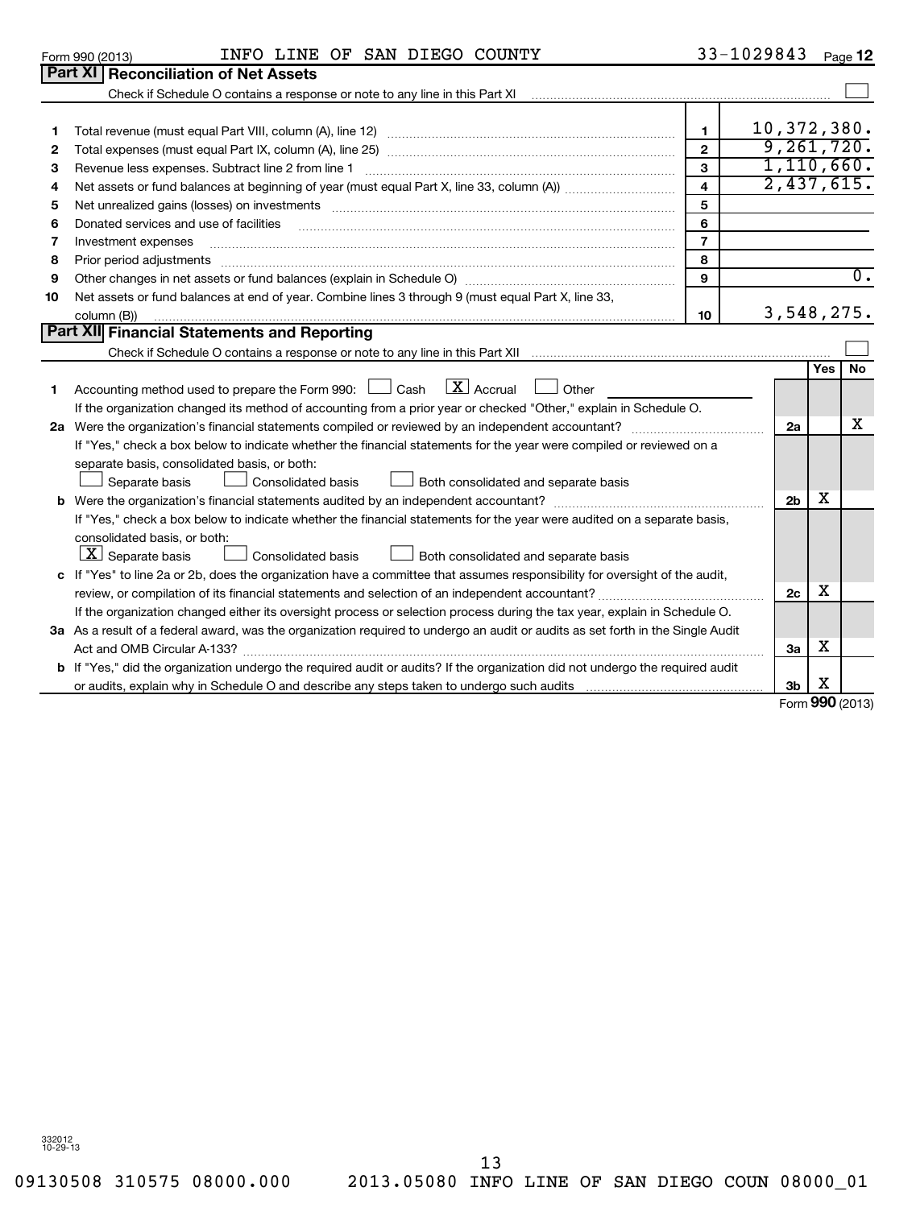Form 990 (2013) INFO LINE OF SAN DIEGO COUNTY 33-1029843

## Part XI Reconciliation of Net Assets

Check if Schedule O contains a response or note to any line in this Part XI ☐

| | | | |
|---|---|---|---|
| 1 | Total revenue (must equal Part VIII, column (A), line 12) | 1 | 10,372,380. |
| 2 | Total expenses (must equal Part IX, column (A), line 25) | 2 | 9,261,720. |
| 3 | Revenue less expenses. Subtract line 2 from line 1 | 3 | 1,110,660. |
| 4 | Net assets or fund balances at beginning of year (must equal Part X, line 33, column (A)) | 4 | 2,437,615. |
| 5 | Net unrealized gains (losses) on investments | 5 | |
| 6 | Donated services and use of facilities | 6 | |
| 7 | Investment expenses | 7 | |
| 8 | Prior period adjustments | 8 | |
| 9 | Other changes in net assets or fund balances (explain in Schedule O) | 9 | 0. |
| 10 | Net assets or fund balances at end of year. Combine lines 3 through 9 (must equal Part X, line 33, column (B)) | 10 | 3,548,275. |

## Part XII Financial Statements and Reporting

Check if Schedule O contains a response or note to any line in this Part XII ☐

| | | | Yes | No |
|---|---|---|---|---|
| 1 | Accounting method used to prepare the Form 990: ☐ Cash ☒ Accrual ☐ Other<br>If the organization changed its method of accounting from a prior year or checked "Other," explain in Schedule O. | | | |
| 2a | Were the organization's financial statements compiled or reviewed by an independent accountant? | 2a | | X |
| | If "Yes," check a box below to indicate whether the financial statements for the year were compiled or reviewed on a separate basis, consolidated basis, or both:<br>☐ Separate basis ☐ Consolidated basis ☐ Both consolidated and separate basis | | | |
| b | Were the organization's financial statements audited by an independent accountant? | 2b | X | |
| | If "Yes," check a box below to indicate whether the financial statements for the year were audited on a separate basis, consolidated basis, or both:<br>☒ Separate basis ☐ Consolidated basis ☐ Both consolidated and separate basis | | | |
| c | If "Yes" to line 2a or 2b, does the organization have a committee that assumes responsibility for oversight of the audit, review, or compilation of its financial statements and selection of an independent accountant? | 2c | X | |
| | If the organization changed either its oversight process or selection process during the tax year, explain in Schedule O. | | | |
| 3a | As a result of a federal award, was the organization required to undergo an audit or audits as set forth in the Single Audit Act and OMB Circular A-133? | 3a | X | |
| b | If "Yes," did the organization undergo the required audit or audits? If the organization did not undergo the required audit or audits, explain why in Schedule O and describe any steps taken to undergo such audits | 3b | X | |

Form **990** (2013)

332012
10-29-13

09130508 310575 08000.000 2013.05080 INFO LINE OF SAN DIEGO COUN 08000_01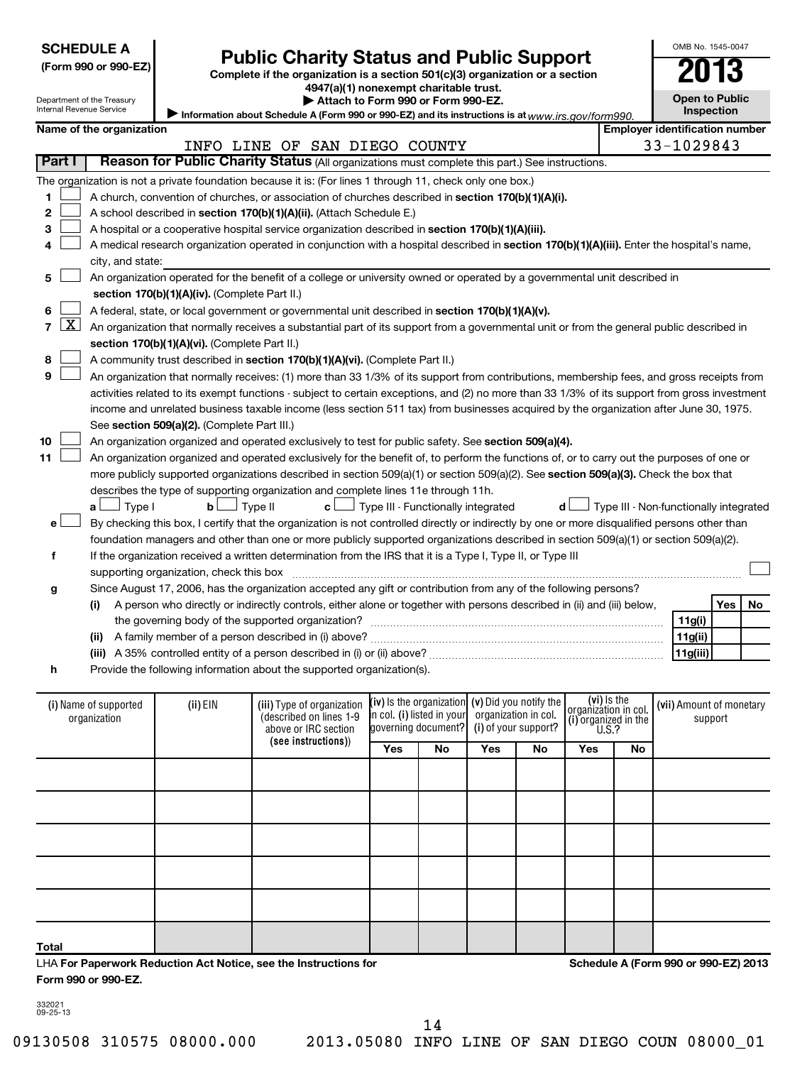**SCHEDULE A**
**(Form 990 or 990-EZ)**

Department of the Treasury
Internal Revenue Service

# Public Charity Status and Public Support

**Complete if the organization is a section 501(c)(3) organization or a section 4947(a)(1) nonexempt charitable trust.**
**▶ Attach to Form 990 or Form 990-EZ.**
▶ Information about Schedule A (Form 990 or 990-EZ) and its instructions is at www.irs.gov/form990.

OMB No. 1545-0047
**2013**
**Open to Public Inspection**

**Name of the organization:** INFO LINE OF SAN DIEGO COUNTY
**Employer identification number:** 33-1029843

## Part I — Reason for Public Charity Status (All organizations must complete this part.) See instructions.

The organization is not a private foundation because it is: (For lines 1 through 11, check only one box.)

1. ☐ A church, convention of churches, or association of churches described in **section 170(b)(1)(A)(i).**
2. ☐ A school described in **section 170(b)(1)(A)(ii).** (Attach Schedule E.)
3. ☐ A hospital or a cooperative hospital service organization described in **section 170(b)(1)(A)(iii).**
4. ☐ A medical research organization operated in conjunction with a hospital described in **section 170(b)(1)(A)(iii).** Enter the hospital's name, city, and state:
5. ☐ An organization operated for the benefit of a college or university owned or operated by a governmental unit described in **section 170(b)(1)(A)(iv).** (Complete Part II.)
6. ☐ A federal, state, or local government or governmental unit described in **section 170(b)(1)(A)(v).**
7. ☒ An organization that normally receives a substantial part of its support from a governmental unit or from the general public described in **section 170(b)(1)(A)(vi).** (Complete Part II.)
8. ☐ A community trust described in **section 170(b)(1)(A)(vi).** (Complete Part II.)
9. ☐ An organization that normally receives: (1) more than 33 1/3% of its support from contributions, membership fees, and gross receipts from activities related to its exempt functions - subject to certain exceptions, and (2) no more than 33 1/3% of its support from gross investment income and unrelated business taxable income (less section 511 tax) from businesses acquired by the organization after June 30, 1975. See **section 509(a)(2).** (Complete Part III.)
10. ☐ An organization organized and operated exclusively to test for public safety. See **section 509(a)(4).**
11. ☐ An organization organized and operated exclusively for the benefit of, to perform the functions of, or to carry out the purposes of one or more publicly supported organizations described in section 509(a)(1) or section 509(a)(2). See **section 509(a)(3).** Check the box that describes the type of supporting organization and complete lines 11e through 11h.
   - **a** ☐ Type I **b** ☐ Type II **c** ☐ Type III - Functionally integrated **d** ☐ Type III - Non-functionally integrated
   - **e** ☐ By checking this box, I certify that the organization is not controlled directly or indirectly by one or more disqualified persons other than foundation managers and other than one or more publicly supported organizations described in section 509(a)(1) or section 509(a)(2).
   - **f** If the organization received a written determination from the IRS that it is a Type I, Type II, or Type III supporting organization, check this box ☐
   - **g** Since August 17, 2006, has the organization accepted any gift or contribution from any of the following persons?

| | | Yes | No |
|---|---|---|---|
| (i) A person who directly or indirectly controls, either alone or together with persons described in (ii) and (iii) below, the governing body of the supported organization? | 11g(i) | | |
| (ii) A family member of a person described in (i) above? | 11g(ii) | | |
| (iii) A 35% controlled entity of a person described in (i) or (ii) above? | 11g(iii) | | |

   - **h** Provide the following information about the supported organization(s).

| (i) Name of supported organization | (ii) EIN | (iii) Type of organization (described on lines 1-9 above or IRC section (see instructions)) | (iv) Is the organization in col. (i) listed in your governing document? Yes | No | (v) Did you notify the organization in col. (i) of your support? Yes | No | (vi) Is the organization in col. (i) organized in the U.S.? Yes | No | (vii) Amount of monetary support |
|---|---|---|---|---|---|---|---|---|---|
| | | | | | | | | | |
| | | | | | | | | | |
| | | | | | | | | | |
| | | | | | | | | | |
| | | | | | | | | | |
| **Total** | | | | | | | | | |

LHA **For Paperwork Reduction Act Notice, see the Instructions for Form 990 or 990-EZ.**

**Schedule A (Form 990 or 990-EZ) 2013**

332021
09-25-13

09130508 310575 08000.000 2013.05080 INFO LINE OF SAN DIEGO COUN 08000_01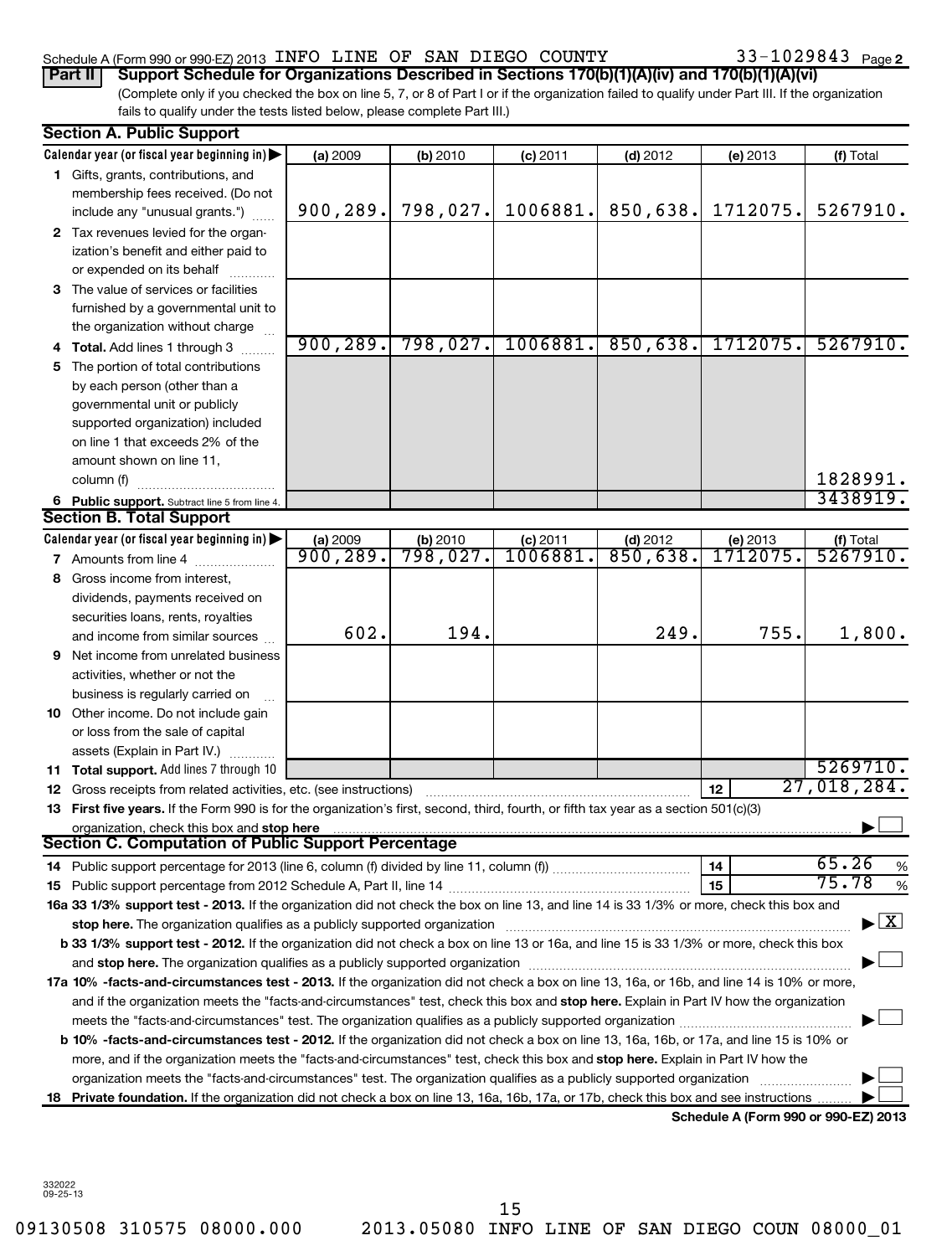Schedule A (Form 990 or 990-EZ) 2013 INFO LINE OF SAN DIEGO COUNTY 33-1029843 Page 2

**Part II** **Support Schedule for Organizations Described in Sections 170(b)(1)(A)(iv) and 170(b)(1)(A)(vi)**

(Complete only if you checked the box on line 5, 7, or 8 of Part I or if the organization failed to qualify under Part III. If the organization fails to qualify under the tests listed below, please complete Part III.)

## Section A. Public Support

| Calendar year (or fiscal year beginning in) ▶ | (a) 2009 | (b) 2010 | (c) 2011 | (d) 2012 | (e) 2013 | (f) Total |
|---|---|---|---|---|---|---|
| **1** Gifts, grants, contributions, and membership fees received. (Do not include any "unusual grants.") | 900,289. | 798,027. | 1006881. | 850,638. | 1712075. | 5267910. |
| **2** Tax revenues levied for the organization's benefit and either paid to or expended on its behalf | | | | | | |
| **3** The value of services or facilities furnished by a governmental unit to the organization without charge | | | | | | |
| **4 Total.** Add lines 1 through 3 | 900,289. | 798,027. | 1006881. | 850,638. | 1712075. | 5267910. |
| **5** The portion of total contributions by each person (other than a governmental unit or publicly supported organization) included on line 1 that exceeds 2% of the amount shown on line 11, column (f) | | | | | | 1828991. |
| **6 Public support.** Subtract line 5 from line 4. | | | | | | 3438919. |

## Section B. Total Support

| Calendar year (or fiscal year beginning in) ▶ | (a) 2009 | (b) 2010 | (c) 2011 | (d) 2012 | (e) 2013 | (f) Total |
|---|---|---|---|---|---|---|
| **7** Amounts from line 4 | 900,289. | 798,027. | 1006881. | 850,638. | 1712075. | 5267910. |
| **8** Gross income from interest, dividends, payments received on securities loans, rents, royalties and income from similar sources | 602. | 194. | | 249. | 755. | 1,800. |
| **9** Net income from unrelated business activities, whether or not the business is regularly carried on | | | | | | |
| **10** Other income. Do not include gain or loss from the sale of capital assets (Explain in Part IV.) | | | | | | |
| **11 Total support.** Add lines 7 through 10 | | | | | | 5269710. |
| **12** Gross receipts from related activities, etc. (see instructions) | | | | | **12** | 27,018,284. |

**13 First five years.** If the Form 990 is for the organization's first, second, third, fourth, or fifth tax year as a section 501(c)(3) organization, check this box and **stop here** ▶ ☐

## Section C. Computation of Public Support Percentage

**14** Public support percentage for 2013 (line 6, column (f) divided by line 11, column (f)) **14** 65.26 %

**15** Public support percentage from 2012 Schedule A, Part II, line 14 **15** 75.78 %

**16a 33 1/3% support test - 2013.** If the organization did not check the box on line 13, and line 14 is 33 1/3% or more, check this box and **stop here.** The organization qualifies as a publicly supported organization ▶ ☒

**b 33 1/3% support test - 2012.** If the organization did not check a box on line 13 or 16a, and line 15 is 33 1/3% or more, check this box and **stop here.** The organization qualifies as a publicly supported organization ▶ ☐

**17a 10% -facts-and-circumstances test - 2013.** If the organization did not check a box on line 13, 16a, or 16b, and line 14 is 10% or more, and if the organization meets the "facts-and-circumstances" test, check this box and **stop here.** Explain in Part IV how the organization meets the "facts-and-circumstances" test. The organization qualifies as a publicly supported organization ▶ ☐

**b 10% -facts-and-circumstances test - 2012.** If the organization did not check a box on line 13, 16a, 16b, or 17a, and line 15 is 10% or more, and if the organization meets the "facts-and-circumstances" test, check this box and **stop here.** Explain in Part IV how the organization meets the "facts-and-circumstances" test. The organization qualifies as a publicly supported organization ▶ ☐

**18 Private foundation.** If the organization did not check a box on line 13, 16a, 16b, 17a, or 17b, check this box and see instructions ▶ ☐

**Schedule A (Form 990 or 990-EZ) 2013**

332022 09-25-13

09130508 310575 08000.000 2013.05080 INFO LINE OF SAN DIEGO COUN 08000_01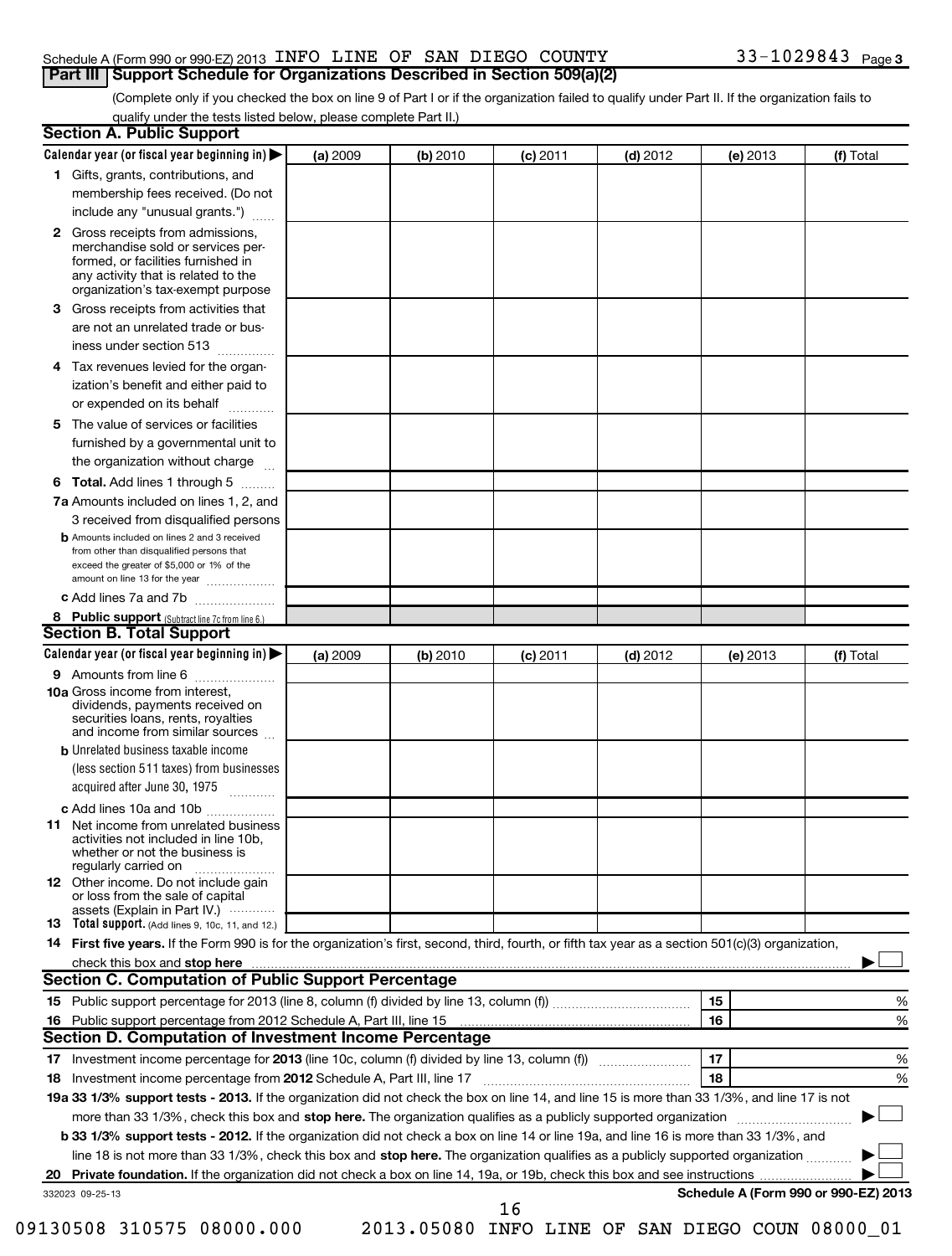Schedule A (Form 990 or 990-EZ) 2013 INFO LINE OF SAN DIEGO COUNTY 33-1029843 Page 3

## Part III | Support Schedule for Organizations Described in Section 509(a)(2)

(Complete only if you checked the box on line 9 of Part I or if the organization failed to qualify under Part II. If the organization fails to qualify under the tests listed below, please complete Part II.)

### Section A. Public Support

| Calendar year (or fiscal year beginning in) ▶ | (a) 2009 | (b) 2010 | (c) 2011 | (d) 2012 | (e) 2013 | (f) Total |
|---|---|---|---|---|---|---|
| 1 Gifts, grants, contributions, and membership fees received. (Do not include any "unusual grants.") | | | | | | |
| 2 Gross receipts from admissions, merchandise sold or services performed, or facilities furnished in any activity that is related to the organization's tax-exempt purpose | | | | | | |
| 3 Gross receipts from activities that are not an unrelated trade or business under section 513 | | | | | | |
| 4 Tax revenues levied for the organization's benefit and either paid to or expended on its behalf | | | | | | |
| 5 The value of services or facilities furnished by a governmental unit to the organization without charge | | | | | | |
| 6 Total. Add lines 1 through 5 | | | | | | |
| 7a Amounts included on lines 1, 2, and 3 received from disqualified persons | | | | | | |
| b Amounts included on lines 2 and 3 received from other than disqualified persons that exceed the greater of $5,000 or 1% of the amount on line 13 for the year | | | | | | |
| c Add lines 7a and 7b | | | | | | |
| 8 Public support (Subtract line 7c from line 6.) | | | | | | |

### Section B. Total Support

| Calendar year (or fiscal year beginning in) ▶ | (a) 2009 | (b) 2010 | (c) 2011 | (d) 2012 | (e) 2013 | (f) Total |
|---|---|---|---|---|---|---|
| 9 Amounts from line 6 | | | | | | |
| 10a Gross income from interest, dividends, payments received on securities loans, rents, royalties and income from similar sources | | | | | | |
| b Unrelated business taxable income (less section 511 taxes) from businesses acquired after June 30, 1975 | | | | | | |
| c Add lines 10a and 10b | | | | | | |
| 11 Net income from unrelated business activities not included in line 10b, whether or not the business is regularly carried on | | | | | | |
| 12 Other income. Do not include gain or loss from the sale of capital assets (Explain in Part IV.) | | | | | | |
| 13 Total support. (Add lines 9, 10c, 11, and 12.) | | | | | | |

14 **First five years.** If the Form 990 is for the organization's first, second, third, fourth, or fifth tax year as a section 501(c)(3) organization, check this box and **stop here** ▶ ☐

### Section C. Computation of Public Support Percentage

| | | | |
|---|---|---|---|
| 15 | Public support percentage for 2013 (line 8, column (f) divided by line 13, column (f)) | 15 | % |
| 16 | Public support percentage from 2012 Schedule A, Part III, line 15 | 16 | % |

### Section D. Computation of Investment Income Percentage

| | | | |
|---|---|---|---|
| 17 | Investment income percentage for **2013** (line 10c, column (f) divided by line 13, column (f)) | 17 | % |
| 18 | Investment income percentage from **2012** Schedule A, Part III, line 17 | 18 | % |

**19a 33 1/3% support tests - 2013.** If the organization did not check the box on line 14, and line 15 is more than 33 1/3%, and line 17 is not more than 33 1/3%, check this box and **stop here.** The organization qualifies as a publicly supported organization ▶ ☐

**b 33 1/3% support tests - 2012.** If the organization did not check a box on line 14 or line 19a, and line 16 is more than 33 1/3%, and line 18 is not more than 33 1/3%, check this box and **stop here.** The organization qualifies as a publicly supported organization ▶ ☐

**20 Private foundation.** If the organization did not check a box on line 14, 19a, or 19b, check this box and see instructions ▶ ☐

332023 09-25-13 **Schedule A (Form 990 or 990-EZ) 2013**

09130508 310575 08000.000 2013.05080 INFO LINE OF SAN DIEGO COUN 08000_01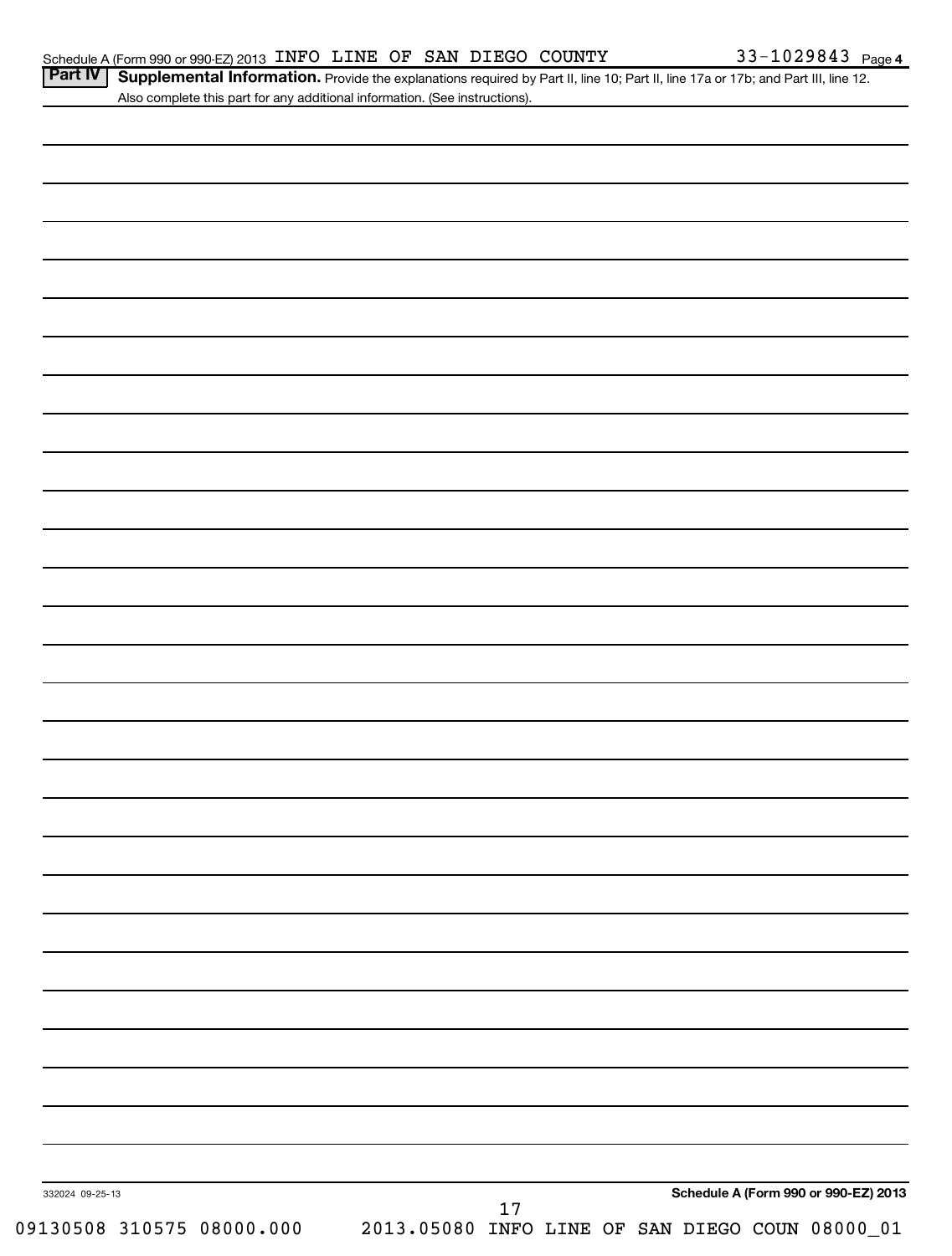Schedule A (Form 990 or 990-EZ) 2013 INFO LINE OF SAN DIEGO COUNTY 33-1029843 Page 4

**Part IV** **Supplemental Information.** Provide the explanations required by Part II, line 10; Part II, line 17a or 17b; and Part III, line 12. Also complete this part for any additional information. (See instructions).

332024 09-25-13

**Schedule A (Form 990 or 990-EZ) 2013**

09130508 310575 08000.000 2013.05080 INFO LINE OF SAN DIEGO COUN 08000_01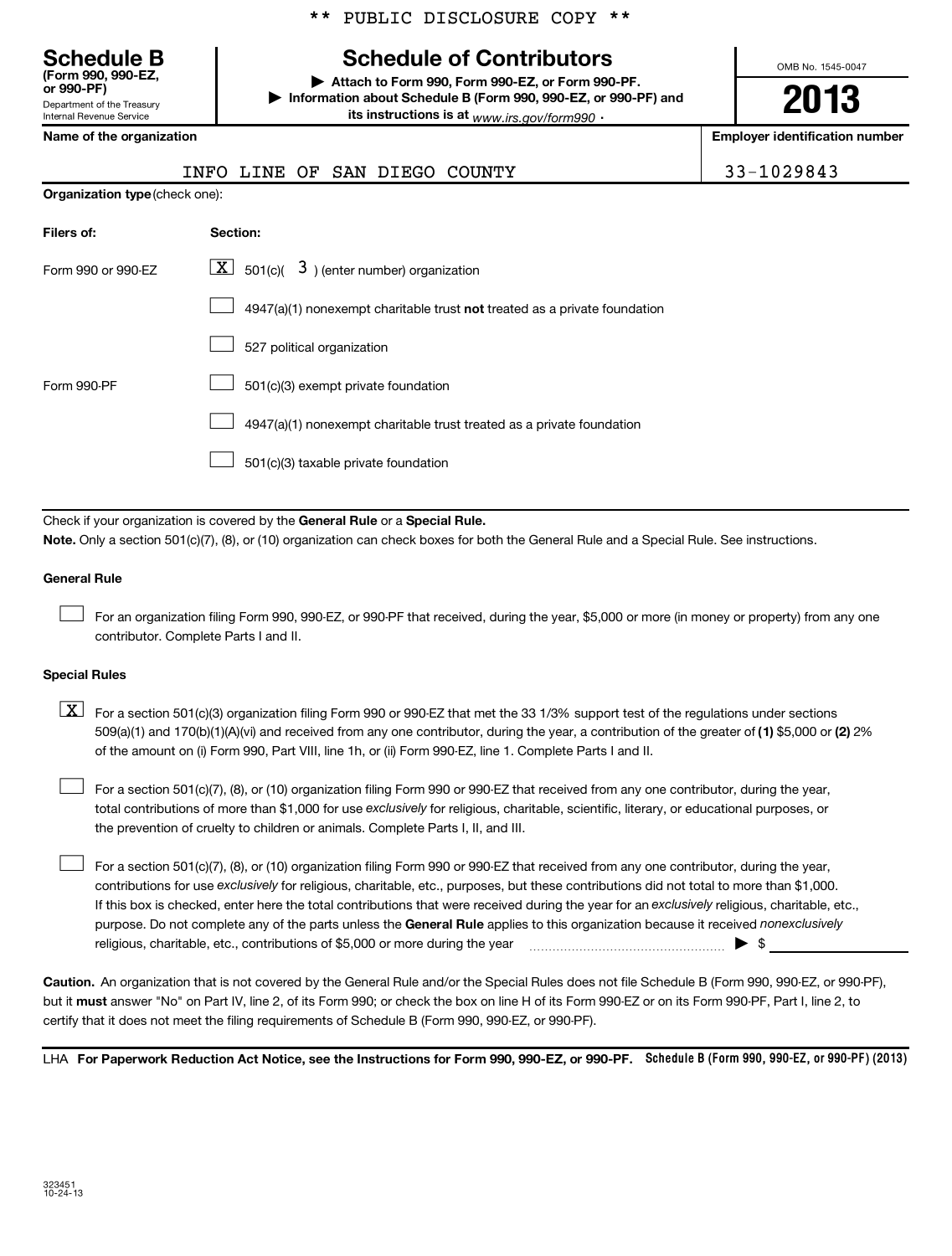** PUBLIC DISCLOSURE COPY **

# Schedule B

**(Form 990, 990-EZ, or 990-PF)**

Department of the Treasury
Internal Revenue Service

## Schedule of Contributors

▶ **Attach to Form 990, Form 990-EZ, or Form 990-PF.**

▶ **Information about Schedule B (Form 990, 990-EZ, or 990-PF) and its instructions is at** *www.irs.gov/form990* .

OMB No. 1545-0047

**2013**

**Name of the organization**

INFO LINE OF SAN DIEGO COUNTY

**Employer identification number**

33-1029843

**Organization type** (check one):

| **Filers of:** | **Section:** |
|---|---|
| Form 990 or 990-EZ | [X] 501(c)( 3 ) (enter number) organization |
| | [ ] 4947(a)(1) nonexempt charitable trust **not** treated as a private foundation |
| | [ ] 527 political organization |
| Form 990-PF | [ ] 501(c)(3) exempt private foundation |
| | [ ] 4947(a)(1) nonexempt charitable trust treated as a private foundation |
| | [ ] 501(c)(3) taxable private foundation |

Check if your organization is covered by the **General Rule** or a **Special Rule.**

**Note.** Only a section 501(c)(7), (8), or (10) organization can check boxes for both the General Rule and a Special Rule. See instructions.

**General Rule**

[ ] For an organization filing Form 990, 990-EZ, or 990-PF that received, during the year, $5,000 or more (in money or property) from any one contributor. Complete Parts I and II.

**Special Rules**

[X] For a section 501(c)(3) organization filing Form 990 or 990-EZ that met the 33 1/3% support test of the regulations under sections 509(a)(1) and 170(b)(1)(A)(vi) and received from any one contributor, during the year, a contribution of the greater of **(1)** $5,000 or **(2)** 2% of the amount on (i) Form 990, Part VIII, line 1h, or (ii) Form 990-EZ, line 1. Complete Parts I and II.

[ ] For a section 501(c)(7), (8), or (10) organization filing Form 990 or 990-EZ that received from any one contributor, during the year, total contributions of more than $1,000 for use *exclusively* for religious, charitable, scientific, literary, or educational purposes, or the prevention of cruelty to children or animals. Complete Parts I, II, and III.

[ ] For a section 501(c)(7), (8), or (10) organization filing Form 990 or 990-EZ that received from any one contributor, during the year, contributions for use *exclusively* for religious, charitable, etc., purposes, but these contributions did not total to more than $1,000. If this box is checked, enter here the total contributions that were received during the year for an *exclusively* religious, charitable, etc., purpose. Do not complete any of the parts unless the **General Rule** applies to this organization because it received *nonexclusively* religious, charitable, etc., contributions of $5,000 or more during the year ........................ ▶ $ ____________

**Caution.** An organization that is not covered by the General Rule and/or the Special Rules does not file Schedule B (Form 990, 990-EZ, or 990-PF), but it **must** answer "No" on Part IV, line 2, of its Form 990; or check the box on line H of its Form 990-EZ or on its Form 990-PF, Part I, line 2, to certify that it does not meet the filing requirements of Schedule B (Form 990, 990-EZ, or 990-PF).

LHA **For Paperwork Reduction Act Notice, see the Instructions for Form 990, 990-EZ, or 990-PF.** **Schedule B (Form 990, 990-EZ, or 990-PF) (2013)**

323451
10-24-13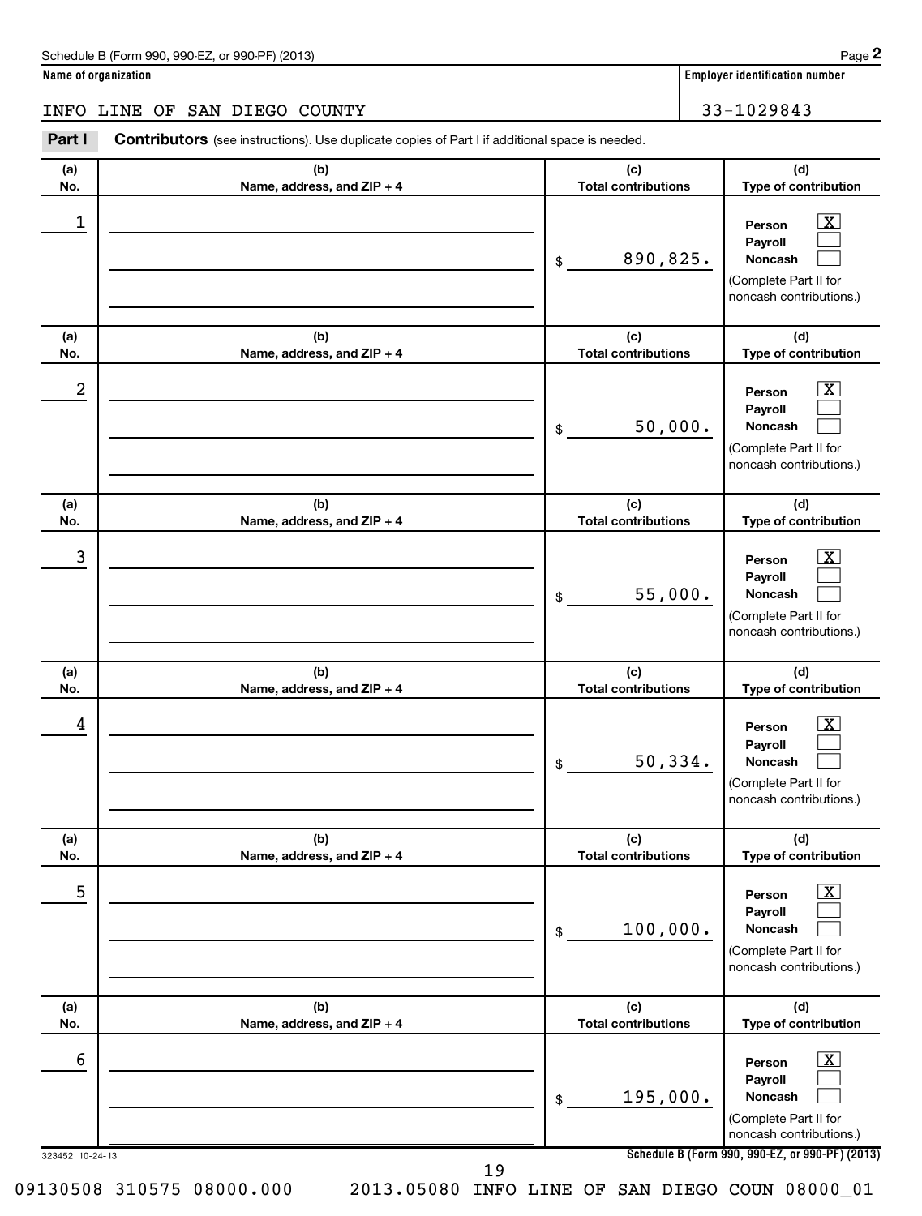Schedule B (Form 990, 990-EZ, or 990-PF) (2013)

**Name of organization**

INFO LINE OF SAN DIEGO COUNTY

**Employer identification number**

33-1029843

**Part I** **Contributors** (see instructions). Use duplicate copies of Part I if additional space is needed.

| (a) No. | (b) Name, address, and ZIP + 4 | (c) Total contributions | (d) Type of contribution |
|---|---|---|---|
| 1 | | $ 890,825. | Person [X] Payroll [ ] Noncash [ ] (Complete Part II for noncash contributions.) |
| 2 | | $ 50,000. | Person [X] Payroll [ ] Noncash [ ] (Complete Part II for noncash contributions.) |
| 3 | | $ 55,000. | Person [X] Payroll [ ] Noncash [ ] (Complete Part II for noncash contributions.) |
| 4 | | $ 50,334. | Person [X] Payroll [ ] Noncash [ ] (Complete Part II for noncash contributions.) |
| 5 | | $ 100,000. | Person [X] Payroll [ ] Noncash [ ] (Complete Part II for noncash contributions.) |
| 6 | | $ 195,000. | Person [X] Payroll [ ] Noncash [ ] (Complete Part II for noncash contributions.) |

323452 10-24-13

**Schedule B (Form 990, 990-EZ, or 990-PF) (2013)**

09130508 310575 08000.000 2013.05080 INFO LINE OF SAN DIEGO COUN 08000_01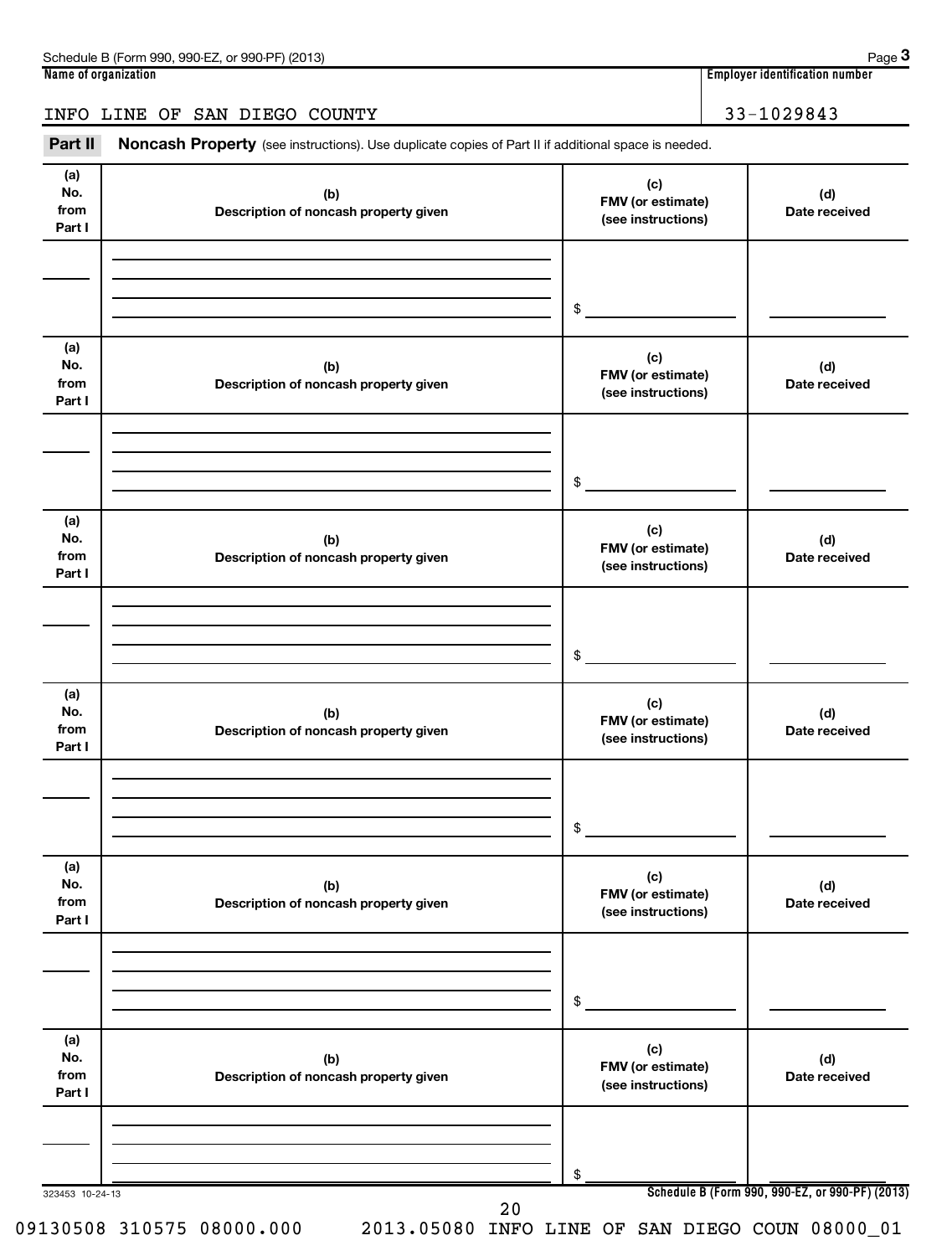Name of organization: INFO LINE OF SAN DIEGO COUNTY

Employer identification number: 33-1029843

**Part II** **Noncash Property** (see instructions). Use duplicate copies of Part II if additional space is needed.

| (a) No. from Part I | (b) Description of noncash property given | (c) FMV (or estimate) (see instructions) | (d) Date received |
| --- | --- | --- | --- |
| | | $ | |

| (a) No. from Part I | (b) Description of noncash property given | (c) FMV (or estimate) (see instructions) | (d) Date received |
| --- | --- | --- | --- |
| | | $ | |

| (a) No. from Part I | (b) Description of noncash property given | (c) FMV (or estimate) (see instructions) | (d) Date received |
| --- | --- | --- | --- |
| | | $ | |

| (a) No. from Part I | (b) Description of noncash property given | (c) FMV (or estimate) (see instructions) | (d) Date received |
| --- | --- | --- | --- |
| | | $ | |

| (a) No. from Part I | (b) Description of noncash property given | (c) FMV (or estimate) (see instructions) | (d) Date received |
| --- | --- | --- | --- |
| | | $ | |

| (a) No. from Part I | (b) Description of noncash property given | (c) FMV (or estimate) (see instructions) | (d) Date received |
| --- | --- | --- | --- |
| | | $ | |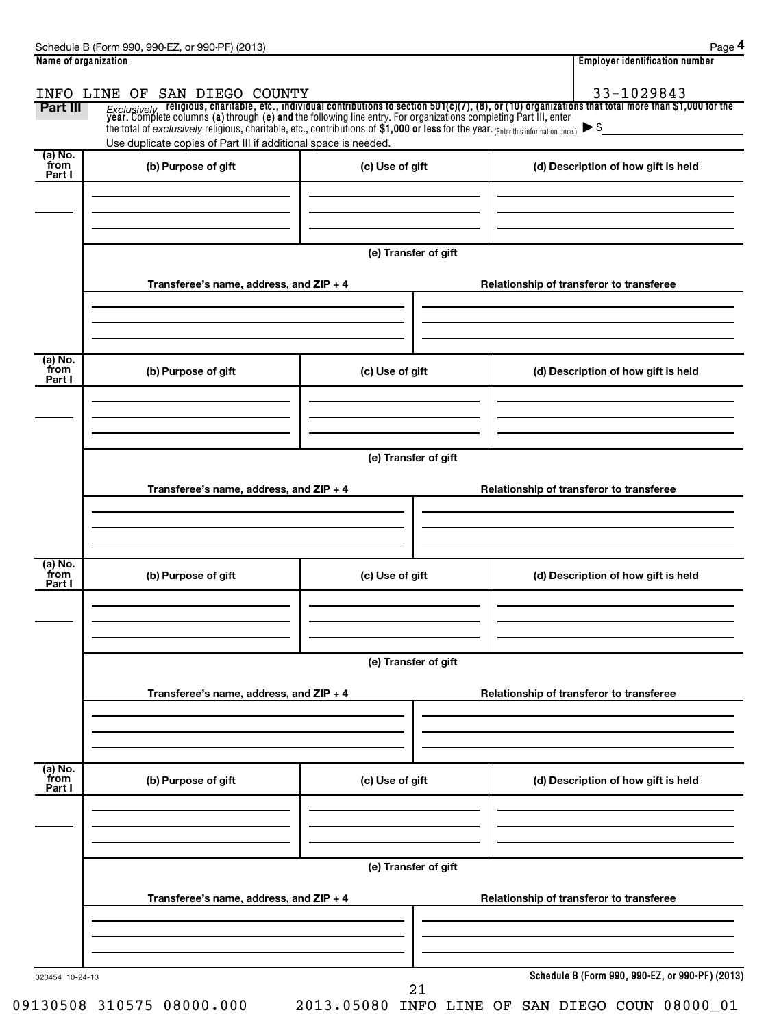Schedule B (Form 990, 990-EZ, or 990-PF) (2013) Page **4**

| Name of organization | Employer identification number |
|---|---|
| INFO LINE OF SAN DIEGO COUNTY | 33-1029843 |

**Part III** *Exclusively* **religious, charitable, etc., individual contributions to section 501(c)(7), (8), or (10) organizations that total more than $1,000 for the year.** Complete columns **(a)** through **(e) and** the following line entry. For organizations completing Part III, enter the total of *exclusively* religious, charitable, etc., contributions of **$1,000 or less** for the year. (Enter this information once.) ▶ $

Use duplicate copies of Part III if additional space is needed.

| (a) No. from Part I | (b) Purpose of gift | (c) Use of gift | (d) Description of how gift is held |
|---|---|---|---|
| | | | |

**(e) Transfer of gift**

| Transferee's name, address, and ZIP + 4 | Relationship of transferor to transferee |
|---|---|
| | |

| (a) No. from Part I | (b) Purpose of gift | (c) Use of gift | (d) Description of how gift is held |
|---|---|---|---|
| | | | |

**(e) Transfer of gift**

| Transferee's name, address, and ZIP + 4 | Relationship of transferor to transferee |
|---|---|
| | |

| (a) No. from Part I | (b) Purpose of gift | (c) Use of gift | (d) Description of how gift is held |
|---|---|---|---|
| | | | |

**(e) Transfer of gift**

| Transferee's name, address, and ZIP + 4 | Relationship of transferor to transferee |
|---|---|
| | |

| (a) No. from Part I | (b) Purpose of gift | (c) Use of gift | (d) Description of how gift is held |
|---|---|---|---|
| | | | |

**(e) Transfer of gift**

| Transferee's name, address, and ZIP + 4 | Relationship of transferor to transferee |
|---|---|
| | |

323454 10-24-13

**Schedule B (Form 990, 990-EZ, or 990-PF) (2013)**

09130508 310575 08000.000 2013.05080 INFO LINE OF SAN DIEGO COUN 08000_01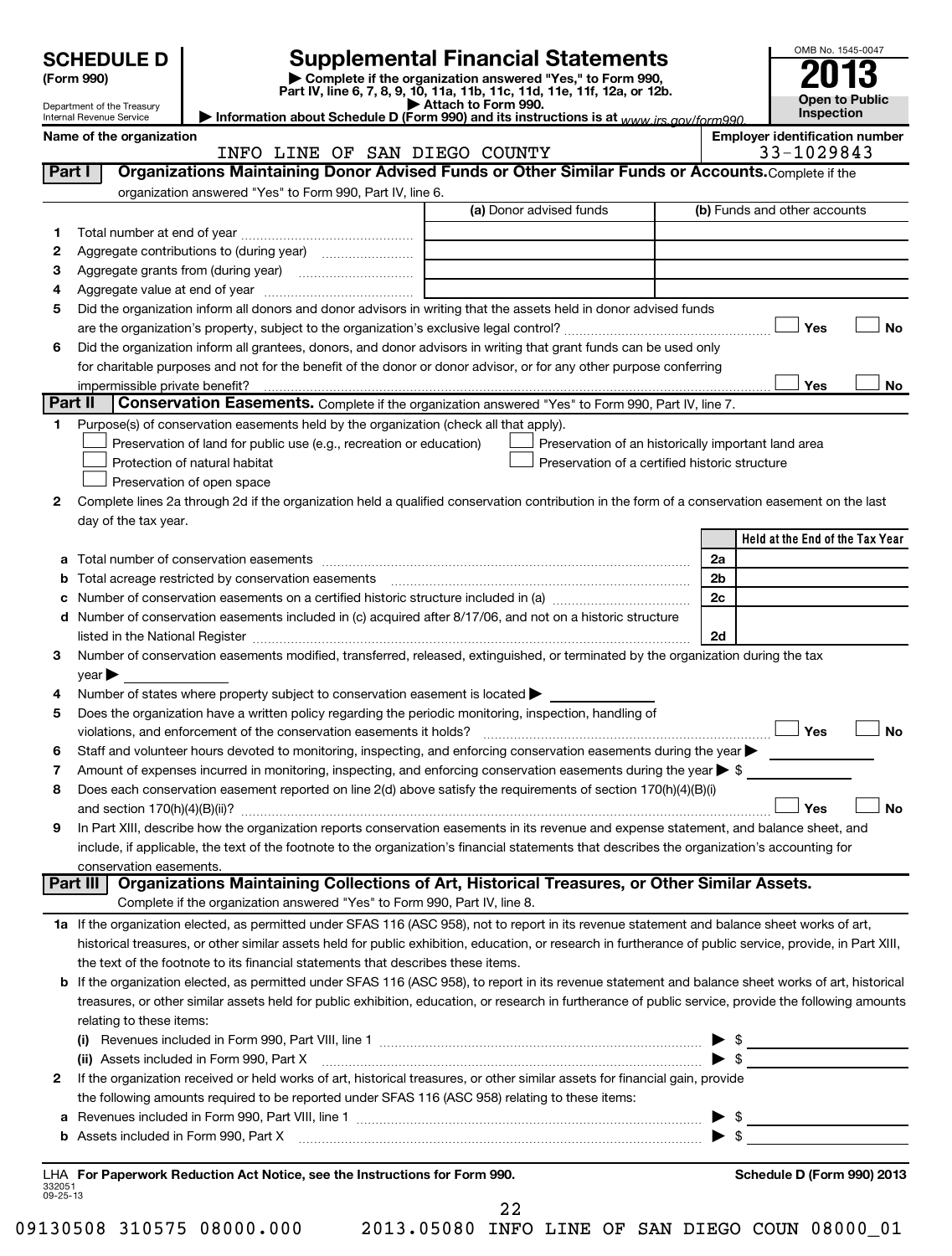# SCHEDULE D (Form 990)

Department of the Treasury
Internal Revenue Service

## Supplemental Financial Statements

▶ Complete if the organization answered "Yes," to Form 990, Part IV, line 6, 7, 8, 9, 10, 11a, 11b, 11c, 11d, 11e, 11f, 12a, or 12b.
▶ Attach to Form 990.
▶ Information about Schedule D (Form 990) and its instructions is at www.irs.gov/form990.

OMB No. 1545-0047

**2013**

**Open to Public Inspection**

**Name of the organization:** INFO LINE OF SAN DIEGO COUNTY

**Employer identification number:** 33-1029843

## Part I — Organizations Maintaining Donor Advised Funds or Other Similar Funds or Accounts.

Complete if the organization answered "Yes" to Form 990, Part IV, line 6.

| | | (a) Donor advised funds | (b) Funds and other accounts |
|---|---|---|---|
| 1 | Total number at end of year | | |
| 2 | Aggregate contributions to (during year) | | |
| 3 | Aggregate grants from (during year) | | |
| 4 | Aggregate value at end of year | | |

5 Did the organization inform all donors and donor advisors in writing that the assets held in donor advised funds are the organization's property, subject to the organization's exclusive legal control? ☐ Yes ☐ No

6 Did the organization inform all grantees, donors, and donor advisors in writing that grant funds can be used only for charitable purposes and not for the benefit of the donor or donor advisor, or for any other purpose conferring impermissible private benefit? ☐ Yes ☐ No

## Part II — Conservation Easements.

Complete if the organization answered "Yes" to Form 990, Part IV, line 7.

1 Purpose(s) of conservation easements held by the organization (check all that apply).

- ☐ Preservation of land for public use (e.g., recreation or education)
- ☐ Protection of natural habitat
- ☐ Preservation of open space
- ☐ Preservation of an historically important land area
- ☐ Preservation of a certified historic structure

2 Complete lines 2a through 2d if the organization held a qualified conservation contribution in the form of a conservation easement on the last day of the tax year.

| | | | Held at the End of the Tax Year |
|---|---|---|---|
| a | Total number of conservation easements | 2a | |
| b | Total acreage restricted by conservation easements | 2b | |
| c | Number of conservation easements on a certified historic structure included in (a) | 2c | |
| d | Number of conservation easements included in (c) acquired after 8/17/06, and not on a historic structure listed in the National Register | 2d | |

3 Number of conservation easements modified, transferred, released, extinguished, or terminated by the organization during the tax year ▶

4 Number of states where property subject to conservation easement is located ▶

5 Does the organization have a written policy regarding the periodic monitoring, inspection, handling of violations, and enforcement of the conservation easements it holds? ☐ Yes ☐ No

6 Staff and volunteer hours devoted to monitoring, inspecting, and enforcing conservation easements during the year ▶

7 Amount of expenses incurred in monitoring, inspecting, and enforcing conservation easements during the year ▶ $

8 Does each conservation easement reported on line 2(d) above satisfy the requirements of section 170(h)(4)(B)(i) and section 170(h)(4)(B)(ii)? ☐ Yes ☐ No

9 In Part XIII, describe how the organization reports conservation easements in its revenue and expense statement, and balance sheet, and include, if applicable, the text of the footnote to the organization's financial statements that describes the organization's accounting for conservation easements.

## Part III — Organizations Maintaining Collections of Art, Historical Treasures, or Other Similar Assets.

Complete if the organization answered "Yes" to Form 990, Part IV, line 8.

1a If the organization elected, as permitted under SFAS 116 (ASC 958), not to report in its revenue statement and balance sheet works of art, historical treasures, or other similar assets held for public exhibition, education, or research in furtherance of public service, provide, in Part XIII, the text of the footnote to its financial statements that describes these items.

b If the organization elected, as permitted under SFAS 116 (ASC 958), to report in its revenue statement and balance sheet works of art, historical treasures, or other similar assets held for public exhibition, education, or research in furtherance of public service, provide the following amounts relating to these items:

(i) Revenues included in Form 990, Part VIII, line 1 ▶ $

(ii) Assets included in Form 990, Part X ▶ $

2 If the organization received or held works of art, historical treasures, or other similar assets for financial gain, provide the following amounts required to be reported under SFAS 116 (ASC 958) relating to these items:

a Revenues included in Form 990, Part VIII, line 1 ▶ $

b Assets included in Form 990, Part X ▶ $

LHA For Paperwork Reduction Act Notice, see the Instructions for Form 990. Schedule D (Form 990) 2013

332051 09-25-13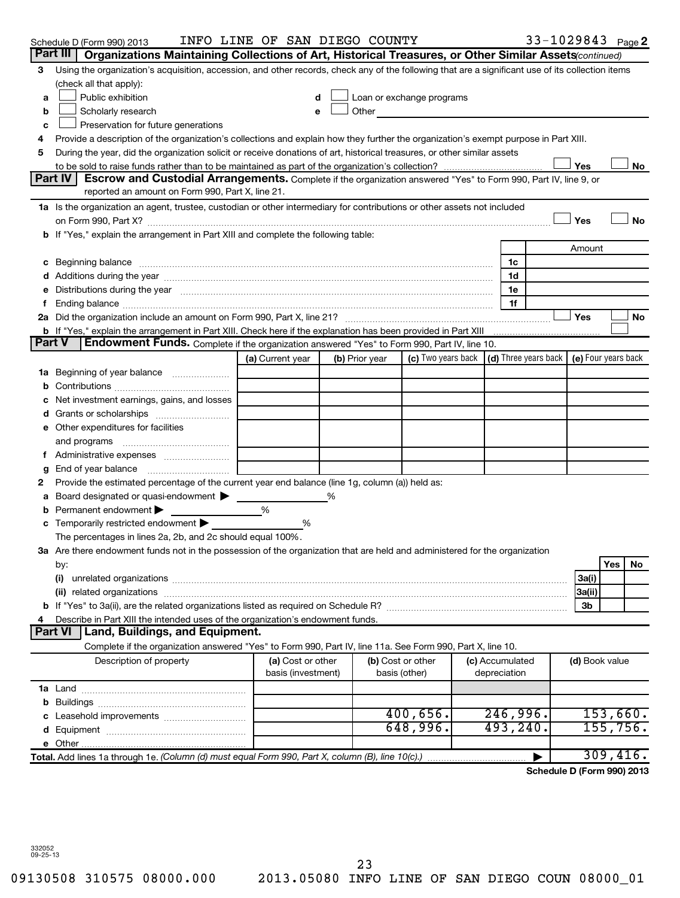Schedule D (Form 990) 2013 INFO LINE OF SAN DIEGO COUNTY 33-1029843 Page 2

## Part III Organizations Maintaining Collections of Art, Historical Treasures, or Other Similar Assets *(continued)*

3 Using the organization's acquisition, accession, and other records, check any of the following that are a significant use of its collection items (check all that apply):

- a ☐ Public exhibition
- b ☐ Scholarly research
- c ☐ Preservation for future generations
- d ☐ Loan or exchange programs
- e ☐ Other

4 Provide a description of the organization's collections and explain how they further the organization's exempt purpose in Part XIII.

5 During the year, did the organization solicit or receive donations of art, historical treasures, or other similar assets to be sold to raise funds rather than to be maintained as part of the organization's collection? ☐ Yes ☐ No

## Part IV Escrow and Custodial Arrangements.

Complete if the organization answered "Yes" to Form 990, Part IV, line 9, or reported an amount on Form 990, Part X, line 21.

1a Is the organization an agent, trustee, custodian or other intermediary for contributions or other assets not included on Form 990, Part X? ☐ Yes ☐ No

b If "Yes," explain the arrangement in Part XIII and complete the following table:

| | | Amount |
|---|---|---|
| c Beginning balance | 1c | |
| d Additions during the year | 1d | |
| e Distributions during the year | 1e | |
| f Ending balance | 1f | |

2a Did the organization include an amount on Form 990, Part X, line 21? ☐ Yes ☐ No

b If "Yes," explain the arrangement in Part XIII. Check here if the explanation has been provided in Part XIII ☐

## Part V Endowment Funds.

Complete if the organization answered "Yes" to Form 990, Part IV, line 10.

| | (a) Current year | (b) Prior year | (c) Two years back | (d) Three years back | (e) Four years back |
|---|---|---|---|---|---|
| 1a Beginning of year balance | | | | | |
| b Contributions | | | | | |
| c Net investment earnings, gains, and losses | | | | | |
| d Grants or scholarships | | | | | |
| e Other expenditures for facilities and programs | | | | | |
| f Administrative expenses | | | | | |
| g End of year balance | | | | | |

2 Provide the estimated percentage of the current year end balance (line 1g, column (a)) held as:

a Board designated or quasi-endowment ▶ ______ %

b Permanent endowment ▶ ______ %

c Temporarily restricted endowment ▶ ______ %

The percentages in lines 2a, 2b, and 2c should equal 100%.

3a Are there endowment funds not in the possession of the organization that are held and administered for the organization by:

| | | Yes | No |
|---|---|---|---|
| (i) unrelated organizations | 3a(i) | | |
| (ii) related organizations | 3a(ii) | | |
| b If "Yes" to 3a(ii), are the related organizations listed as required on Schedule R? | 3b | | |

4 Describe in Part XIII the intended uses of the organization's endowment funds.

## Part VI Land, Buildings, and Equipment.

Complete if the organization answered "Yes" to Form 990, Part IV, line 11a. See Form 990, Part X, line 10.

| Description of property | (a) Cost or other basis (investment) | (b) Cost or other basis (other) | (c) Accumulated depreciation | (d) Book value |
|---|---|---|---|---|
| 1a Land | | | | |
| b Buildings | | | | |
| c Leasehold improvements | | 400,656. | 246,996. | 153,660. |
| d Equipment | | 648,996. | 493,240. | 155,756. |
| e Other | | | | |
| **Total.** Add lines 1a through 1e. *(Column (d) must equal Form 990, Part X, column (B), line 10(c).)* ▶ | | | | 309,416. |

**Schedule D (Form 990) 2013**

332052
09-25-13

09130508 310575 08000.000 2013.05080 INFO LINE OF SAN DIEGO COUN 08000_01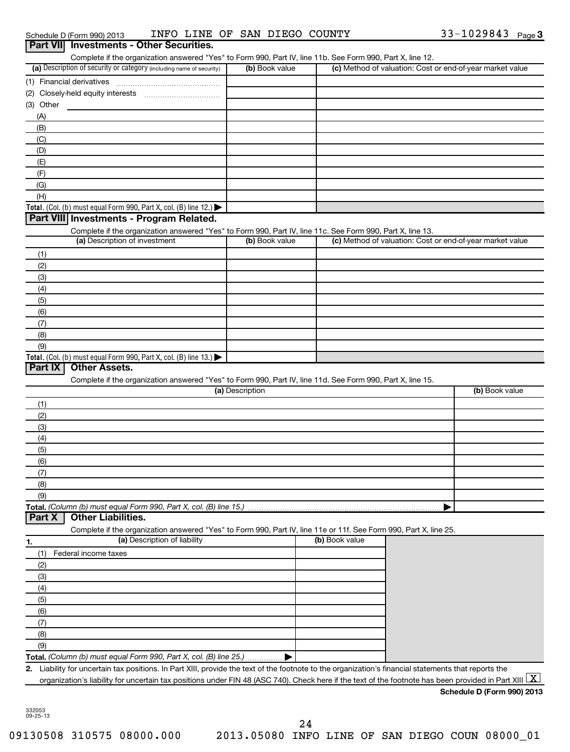Schedule D (Form 990) 2013 INFO LINE OF SAN DIEGO COUNTY 33-1029843 Page 3

## Part VII Investments - Other Securities.

Complete if the organization answered "Yes" to Form 990, Part IV, line 11b. See Form 990, Part X, line 12.

| (a) Description of security or category (including name of security) | (b) Book value | (c) Method of valuation: Cost or end-of-year market value |
|---|---|---|
| (1) Financial derivatives | | |
| (2) Closely-held equity interests | | |
| (3) Other | | |
| (A) | | |
| (B) | | |
| (C) | | |
| (D) | | |
| (E) | | |
| (F) | | |
| (G) | | |
| (H) | | |
| **Total.** (Col. (b) must equal Form 990, Part X, col. (B) line 12.) ▶ | | |

## Part VIII Investments - Program Related.

Complete if the organization answered "Yes" to Form 990, Part IV, line 11c. See Form 990, Part X, line 13.

| (a) Description of investment | (b) Book value | (c) Method of valuation: Cost or end-of-year market value |
|---|---|---|
| (1) | | |
| (2) | | |
| (3) | | |
| (4) | | |
| (5) | | |
| (6) | | |
| (7) | | |
| (8) | | |
| (9) | | |
| **Total.** (Col. (b) must equal Form 990, Part X, col. (B) line 13.) ▶ | | |

## Part IX Other Assets.

Complete if the organization answered "Yes" to Form 990, Part IV, line 11d. See Form 990, Part X, line 15.

| (a) Description | (b) Book value |
|---|---|
| (1) | |
| (2) | |
| (3) | |
| (4) | |
| (5) | |
| (6) | |
| (7) | |
| (8) | |
| (9) | |
| **Total.** *(Column (b) must equal Form 990, Part X, col. (B) line 15.)* ▶ | |

## Part X Other Liabilities.

Complete if the organization answered "Yes" to Form 990, Part IV, line 11e or 11f. See Form 990, Part X, line 25.

| 1. (a) Description of liability | (b) Book value |
|---|---|
| (1) Federal income taxes | |
| (2) | |
| (3) | |
| (4) | |
| (5) | |
| (6) | |
| (7) | |
| (8) | |
| (9) | |
| **Total.** *(Column (b) must equal Form 990, Part X, col. (B) line 25.)* ▶ | |

**2.** Liability for uncertain tax positions. In Part XIII, provide the text of the footnote to the organization's financial statements that reports the organization's liability for uncertain tax positions under FIN 48 (ASC 740). Check here if the text of the footnote has been provided in Part XIII [X]

**Schedule D (Form 990) 2013**

332053 09-25-13

09130508 310575 08000.000 2013.05080 INFO LINE OF SAN DIEGO COUN 08000_01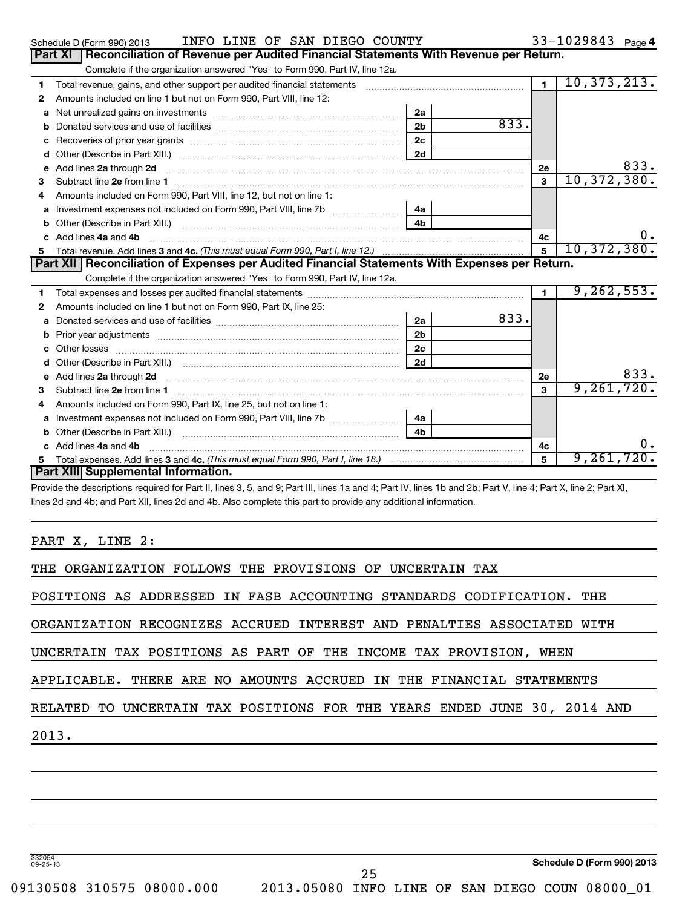Schedule D (Form 990) 2013 INFO LINE OF SAN DIEGO COUNTY 33-1029843 Page 4

## Part XI Reconciliation of Revenue per Audited Financial Statements With Revenue per Return.

Complete if the organization answered "Yes" to Form 990, Part IV, line 12a.

| | | | | | |
|---|---|---|---|---|---|
| 1 | Total revenue, gains, and other support per audited financial statements | | | 1 | 10,373,213. |
| 2 | Amounts included on line 1 but not on Form 990, Part VIII, line 12: | | | | |
| a | Net unrealized gains on investments | 2a | | | |
| b | Donated services and use of facilities | 2b | 833. | | |
| c | Recoveries of prior year grants | 2c | | | |
| d | Other (Describe in Part XIII.) | 2d | | | |
| e | Add lines 2a through 2d | | | 2e | 833. |
| 3 | Subtract line 2e from line 1 | | | 3 | 10,372,380. |
| 4 | Amounts included on Form 990, Part VIII, line 12, but not on line 1: | | | | |
| a | Investment expenses not included on Form 990, Part VIII, line 7b | 4a | | | |
| b | Other (Describe in Part XIII.) | 4b | | | |
| c | Add lines 4a and 4b | | | 4c | 0. |
| 5 | Total revenue. Add lines 3 and 4c. *(This must equal Form 990, Part I, line 12.)* | | | 5 | 10,372,380. |

## Part XII Reconciliation of Expenses per Audited Financial Statements With Expenses per Return.

Complete if the organization answered "Yes" to Form 990, Part IV, line 12a.

| | | | | | |
|---|---|---|---|---|---|
| 1 | Total expenses and losses per audited financial statements | | | 1 | 9,262,553. |
| 2 | Amounts included on line 1 but not on Form 990, Part IX, line 25: | | | | |
| a | Donated services and use of facilities | 2a | 833. | | |
| b | Prior year adjustments | 2b | | | |
| c | Other losses | 2c | | | |
| d | Other (Describe in Part XIII.) | 2d | | | |
| e | Add lines 2a through 2d | | | 2e | 833. |
| 3 | Subtract line 2e from line 1 | | | 3 | 9,261,720. |
| 4 | Amounts included on Form 990, Part IX, line 25, but not on line 1: | | | | |
| a | Investment expenses not included on Form 990, Part VIII, line 7b | 4a | | | |
| b | Other (Describe in Part XIII.) | 4b | | | |
| c | Add lines 4a and 4b | | | 4c | 0. |
| 5 | Total expenses. Add lines 3 and 4c. *(This must equal Form 990, Part I, line 18.)* | | | 5 | 9,261,720. |

## Part XIII Supplemental Information.

Provide the descriptions required for Part II, lines 3, 5, and 9; Part III, lines 1a and 4; Part IV, lines 1b and 2b; Part V, line 4; Part X, line 2; Part XI, lines 2d and 4b; and Part XII, lines 2d and 4b. Also complete this part to provide any additional information.

PART X, LINE 2:

THE ORGANIZATION FOLLOWS THE PROVISIONS OF UNCERTAIN TAX POSITIONS AS ADDRESSED IN FASB ACCOUNTING STANDARDS CODIFICATION. THE ORGANIZATION RECOGNIZES ACCRUED INTEREST AND PENALTIES ASSOCIATED WITH UNCERTAIN TAX POSITIONS AS PART OF THE INCOME TAX PROVISION, WHEN APPLICABLE. THERE ARE NO AMOUNTS ACCRUED IN THE FINANCIAL STATEMENTS RELATED TO UNCERTAIN TAX POSITIONS FOR THE YEARS ENDED JUNE 30, 2014 AND 2013.

332054 09-25-13

**Schedule D (Form 990) 2013**

09130508 310575 08000.000 2013.05080 INFO LINE OF SAN DIEGO COUN 08000_01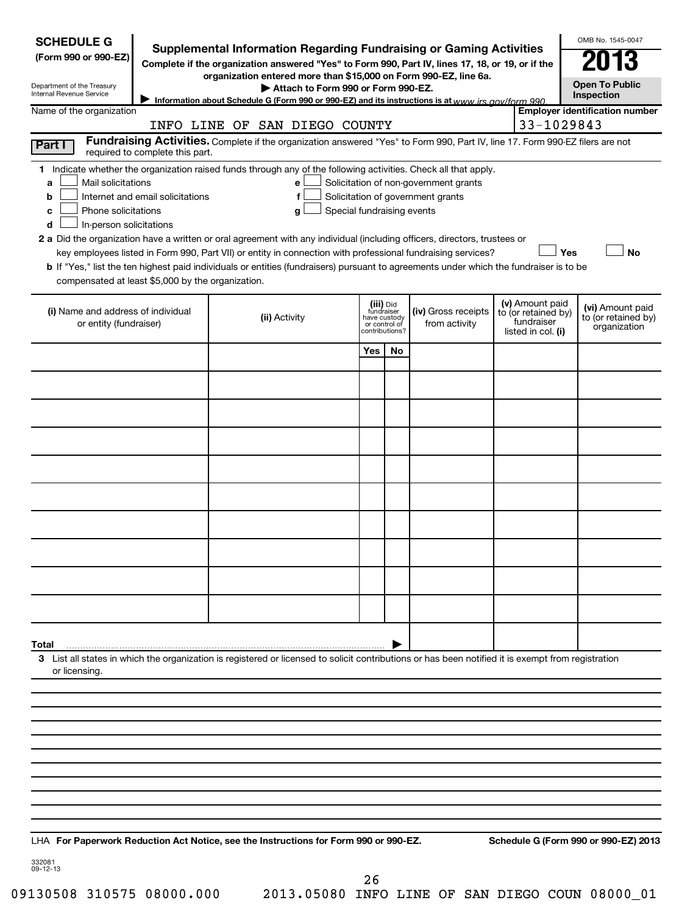**SCHEDULE G**
**(Form 990 or 990-EZ)**

Department of the Treasury
Internal Revenue Service

# Supplemental Information Regarding Fundraising or Gaming Activities

**Complete if the organization answered "Yes" to Form 990, Part IV, lines 17, 18, or 19, or if the organization entered more than $15,000 on Form 990-EZ, line 6a.**

**▶ Attach to Form 990 or Form 990-EZ.**

▶ Information about Schedule G (Form 990 or 990-EZ) and its instructions is at www.irs.gov/form990.

OMB No. 1545-0047

**2013**

**Open To Public Inspection**

| Name of the organization | Employer identification number |
|---|---|
| INFO LINE OF SAN DIEGO COUNTY | 33-1029843 |

**Part I** **Fundraising Activities.** Complete if the organization answered "Yes" to Form 990, Part IV, line 17. Form 990-EZ filers are not required to complete this part.

**1** Indicate whether the organization raised funds through any of the following activities. Check all that apply.

- **a** ☐ Mail solicitations
- **b** ☐ Internet and email solicitations
- **c** ☐ Phone solicitations
- **d** ☐ In-person solicitations
- **e** ☐ Solicitation of non-government grants
- **f** ☐ Solicitation of government grants
- **g** ☐ Special fundraising events

**2 a** Did the organization have a written or oral agreement with any individual (including officers, directors, trustees or key employees listed in Form 990, Part VII) or entity in connection with professional fundraising services? ☐ **Yes** ☐ **No**

**b** If "Yes," list the ten highest paid individuals or entities (fundraisers) pursuant to agreements under which the fundraiser is to be compensated at least $5,000 by the organization.

| (i) Name and address of individual or entity (fundraiser) | (ii) Activity | (iii) Did fundraiser have custody or control of contributions? Yes | No | (iv) Gross receipts from activity | (v) Amount paid to (or retained by) fundraiser listed in col. (i) | (vi) Amount paid to (or retained by) organization |
|---|---|---|---|---|---|---|
| | | | | | | |
| | | | | | | |
| | | | | | | |
| | | | | | | |
| | | | | | | |
| | | | | | | |
| | | | | | | |
| | | | | | | |
| | | | | | | |
| | | | | | | |
| **Total** ▶ | | | | | | |

**3** List all states in which the organization is registered or licensed to solicit contributions or has been notified it is exempt from registration or licensing.

LHA **For Paperwork Reduction Act Notice, see the Instructions for Form 990 or 990-EZ.** **Schedule G (Form 990 or 990-EZ) 2013**

332081
09-12-13

09130508 310575 08000.000 2013.05080 INFO LINE OF SAN DIEGO COUN 08000_01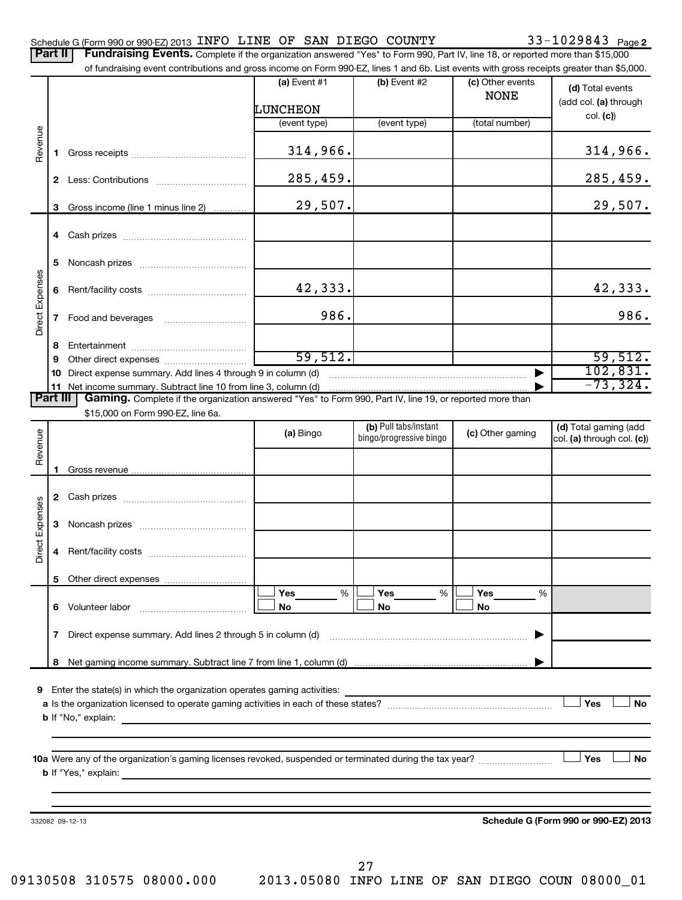Schedule G (Form 990 or 990-EZ) 2013 INFO LINE OF SAN DIEGO COUNTY 33-1029843 Page 2

**Part II** **Fundraising Events.** Complete if the organization answered "Yes" to Form 990, Part IV, line 18, or reported more than $15,000 of fundraising event contributions and gross income on Form 990-EZ, lines 1 and 6b. List events with gross receipts greater than $5,000.

| | | (a) Event #1 LUNCHEON (event type) | (b) Event #2 (event type) | (c) Other events NONE (total number) | (d) Total events (add col. (a) through col. (c)) |
|---|---|---|---|---|---|
| Revenue | 1 Gross receipts | 314,966. | | | 314,966. |
| | 2 Less: Contributions | 285,459. | | | 285,459. |
| | 3 Gross income (line 1 minus line 2) | 29,507. | | | 29,507. |
| Direct Expenses | 4 Cash prizes | | | | |
| | 5 Noncash prizes | | | | |
| | 6 Rent/facility costs | 42,333. | | | 42,333. |
| | 7 Food and beverages | 986. | | | 986. |
| | 8 Entertainment | | | | |
| | 9 Other direct expenses | 59,512. | | | 59,512. |
| | 10 Direct expense summary. Add lines 4 through 9 in column (d) | | | ▶ | 102,831. |
| | 11 Net income summary. Subtract line 10 from line 3, column (d) | | | ▶ | -73,324. |

**Part III** **Gaming.** Complete if the organization answered "Yes" to Form 990, Part IV, line 19, or reported more than $15,000 on Form 990-EZ, line 6a.

| | | (a) Bingo | (b) Pull tabs/instant bingo/progressive bingo | (c) Other gaming | (d) Total gaming (add col. (a) through col. (c)) |
|---|---|---|---|---|---|
| Revenue | 1 Gross revenue | | | | |
| Direct Expenses | 2 Cash prizes | | | | |
| | 3 Noncash prizes | | | | |
| | 4 Rent/facility costs | | | | |
| | 5 Other direct expenses | | | | |
| | 6 Volunteer labor | ☐ Yes ___ % ☐ No | ☐ Yes ___ % ☐ No | ☐ Yes ___ % ☐ No | |
| | 7 Direct expense summary. Add lines 2 through 5 in column (d) | | | ▶ | |
| | 8 Net gaming income summary. Subtract line 7 from line 1, column (d) | | | ▶ | |

9 Enter the state(s) in which the organization operates gaming activities: ______

a Is the organization licensed to operate gaming activities in each of these states? ☐ Yes ☐ No

b If "No," explain: ______

10a Were any of the organization's gaming licenses revoked, suspended or terminated during the tax year? ☐ Yes ☐ No

b If "Yes," explain: ______

332082 09-12-13 **Schedule G (Form 990 or 990-EZ) 2013**

09130508 310575 08000.000 2013.05080 INFO LINE OF SAN DIEGO COUN 08000_01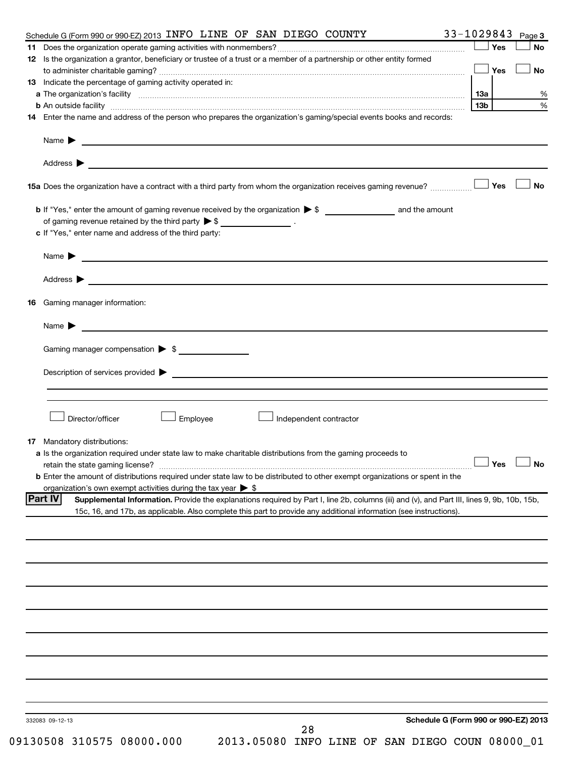Schedule G (Form 990 or 990-EZ) 2013 INFO LINE OF SAN DIEGO COUNTY 33-1029843 Page **3**

**11** Does the organization operate gaming activities with nonmembers? ☐ **Yes** ☐ **No**

**12** Is the organization a grantor, beneficiary or trustee of a trust or a member of a partnership or other entity formed to administer charitable gaming? ☐ **Yes** ☐ **No**

**13** Indicate the percentage of gaming activity operated in:

| | | |
|---|---|---|
| **a** The organization's facility | **13a** | % |
| **b** An outside facility | **13b** | % |

**14** Enter the name and address of the person who prepares the organization's gaming/special events books and records:

Name ▶

Address ▶

**15a** Does the organization have a contract with a third party from whom the organization receives gaming revenue? ☐ **Yes** ☐ **No**

**b** If "Yes," enter the amount of gaming revenue received by the organization ▶ $ ________ and the amount of gaming revenue retained by the third party ▶ $ ________ .

**c** If "Yes," enter name and address of the third party:

Name ▶

Address ▶

**16** Gaming manager information:

Name ▶

Gaming manager compensation ▶ $

Description of services provided ▶

☐ Director/officer ☐ Employee ☐ Independent contractor

**17** Mandatory distributions:

**a** Is the organization required under state law to make charitable distributions from the gaming proceeds to retain the state gaming license? ☐ **Yes** ☐ **No**

**b** Enter the amount of distributions required under state law to be distributed to other exempt organizations or spent in the organization's own exempt activities during the tax year ▶ $

**Part IV** **Supplemental Information.** Provide the explanations required by Part I, line 2b, columns (iii) and (v), and Part III, lines 9, 9b, 10b, 15b, 15c, 16, and 17b, as applicable. Also complete this part to provide any additional information (see instructions).

332083 09-12-13

**Schedule G (Form 990 or 990-EZ) 2013**

09130508 310575 08000.000 2013.05080 INFO LINE OF SAN DIEGO COUN 08000_01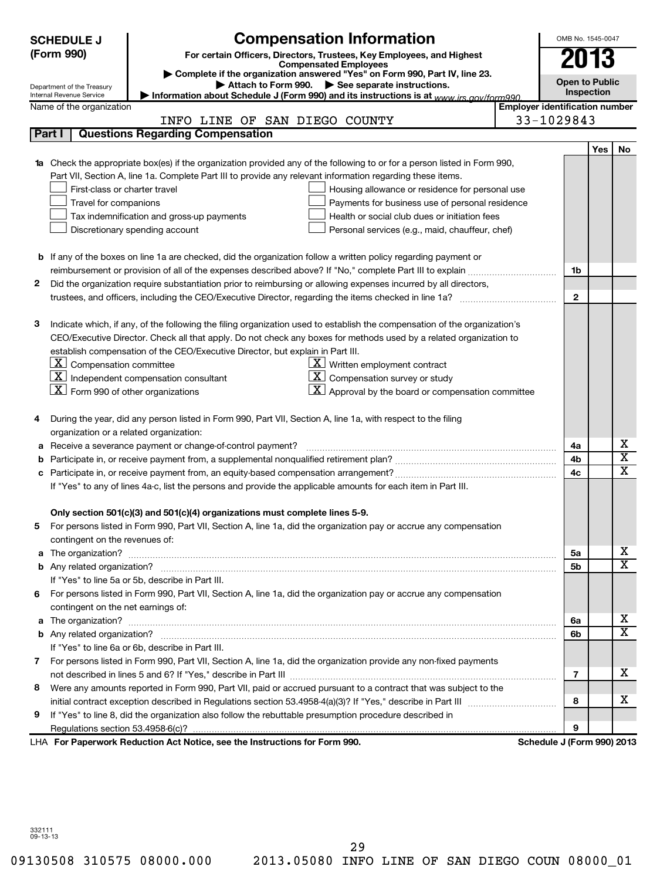**SCHEDULE J (Form 990)**

# Compensation Information

**For certain Officers, Directors, Trustees, Key Employees, and Highest Compensated Employees**

▶ Complete if the organization answered "Yes" on Form 990, Part IV, line 23.

▶ Attach to Form 990. ▶ See separate instructions.

▶ Information about Schedule J (Form 990) and its instructions is at www.irs.gov/form990.

Department of the Treasury
Internal Revenue Service

OMB No. 1545-0047

**2013**

**Open to Public Inspection**

Name of the organization: INFO LINE OF SAN DIEGO COUNTY

Employer identification number: 33-1029843

## Part I Questions Regarding Compensation

| | | | Yes | No |
|---|---|---|---|---|
| **1a** | Check the appropriate box(es) if the organization provided any of the following to or for a person listed in Form 990, Part VII, Section A, line 1a. Complete Part III to provide any relevant information regarding these items.<br>☐ First-class or charter travel ☐ Housing allowance or residence for personal use<br>☐ Travel for companions ☐ Payments for business use of personal residence<br>☐ Tax indemnification and gross-up payments ☐ Health or social club dues or initiation fees<br>☐ Discretionary spending account ☐ Personal services (e.g., maid, chauffeur, chef) | | | |
| **b** | If any of the boxes on line 1a are checked, did the organization follow a written policy regarding payment or reimbursement or provision of all of the expenses described above? If "No," complete Part III to explain | 1b | | |
| **2** | Did the organization require substantiation prior to reimbursing or allowing expenses incurred by all directors, trustees, and officers, including the CEO/Executive Director, regarding the items checked in line 1a? | 2 | | |
| **3** | Indicate which, if any, of the following the filing organization used to establish the compensation of the organization's CEO/Executive Director. Check all that apply. Do not check any boxes for methods used by a related organization to establish compensation of the CEO/Executive Director, but explain in Part III.<br>☒ Compensation committee ☒ Written employment contract<br>☒ Independent compensation consultant ☒ Compensation survey or study<br>☒ Form 990 of other organizations ☒ Approval by the board or compensation committee | | | |
| **4** | During the year, did any person listed in Form 990, Part VII, Section A, line 1a, with respect to the filing organization or a related organization: | | | |
| **a** | Receive a severance payment or change-of-control payment? | 4a | | X |
| **b** | Participate in, or receive payment from, a supplemental nonqualified retirement plan? | 4b | | X |
| **c** | Participate in, or receive payment from, an equity-based compensation arrangement? | 4c | | X |
| | If "Yes" to any of lines 4a-c, list the persons and provide the applicable amounts for each item in Part III. | | | |
| | **Only section 501(c)(3) and 501(c)(4) organizations must complete lines 5-9.** | | | |
| **5** | For persons listed in Form 990, Part VII, Section A, line 1a, did the organization pay or accrue any compensation contingent on the revenues of: | | | |
| **a** | The organization? | 5a | | X |
| **b** | Any related organization? | 5b | | X |
| | If "Yes" to line 5a or 5b, describe in Part III. | | | |
| **6** | For persons listed in Form 990, Part VII, Section A, line 1a, did the organization pay or accrue any compensation contingent on the net earnings of: | | | |
| **a** | The organization? | 6a | | X |
| **b** | Any related organization? | 6b | | X |
| | If "Yes" to line 6a or 6b, describe in Part III. | | | |
| **7** | For persons listed in Form 990, Part VII, Section A, line 1a, did the organization provide any non-fixed payments not described in lines 5 and 6? If "Yes," describe in Part III | 7 | | X |
| **8** | Were any amounts reported in Form 990, Part VII, paid or accrued pursuant to a contract that was subject to the initial contract exception described in Regulations section 53.4958-4(a)(3)? If "Yes," describe in Part III | 8 | | X |
| **9** | If "Yes" to line 8, did the organization also follow the rebuttable presumption procedure described in Regulations section 53.4958-6(c)? | 9 | | |

LHA **For Paperwork Reduction Act Notice, see the Instructions for Form 990.** **Schedule J (Form 990) 2013**

332111
09-13-13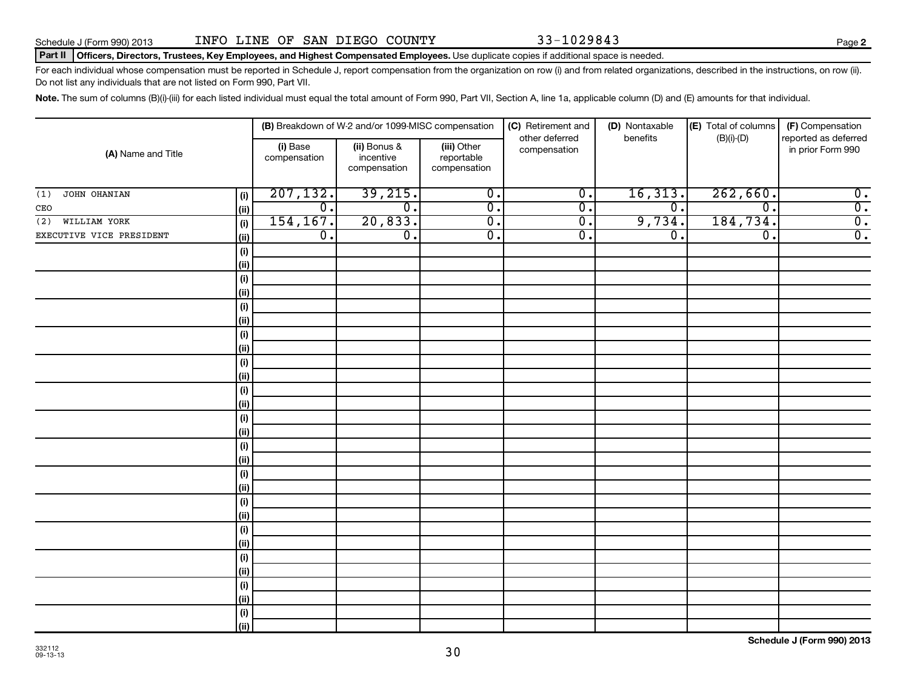Schedule J (Form 990) 2013 INFO LINE OF SAN DIEGO COUNTY 33-1029843 Page **2**

**Part II** **Officers, Directors, Trustees, Key Employees, and Highest Compensated Employees.** Use duplicate copies if additional space is needed.

For each individual whose compensation must be reported in Schedule J, report compensation from the organization on row (i) and from related organizations, described in the instructions, on row (ii). Do not list any individuals that are not listed on Form 990, Part VII.

**Note.** The sum of columns (B)(i)-(iii) for each listed individual must equal the total amount of Form 990, Part VII, Section A, line 1a, applicable column (D) and (E) amounts for that individual.

| (A) Name and Title | | (B) Breakdown of W-2 and/or 1099-MISC compensation | | | (C) Retirement and other deferred compensation | (D) Nontaxable benefits | (E) Total of columns (B)(i)-(D) | (F) Compensation reported as deferred in prior Form 990 |
|---|---|---|---|---|---|---|---|---|
| | | (i) Base compensation | (ii) Bonus & incentive compensation | (iii) Other reportable compensation | | | | |
| (1) JOHN OHANIAN | (i) | 207,132. | 39,215. | 0. | 0. | 16,313. | 262,660. | 0. |
| CEO | (ii) | 0. | 0. | 0. | 0. | 0. | 0. | 0. |
| (2) WILLIAM YORK | (i) | 154,167. | 20,833. | 0. | 0. | 9,734. | 184,734. | 0. |
| EXECUTIVE VICE PRESIDENT | (ii) | 0. | 0. | 0. | 0. | 0. | 0. | 0. |
| | (i) | | | | | | | |
| | (ii) | | | | | | | |
| | (i) | | | | | | | |
| | (ii) | | | | | | | |
| | (i) | | | | | | | |
| | (ii) | | | | | | | |
| | (i) | | | | | | | |
| | (ii) | | | | | | | |
| | (i) | | | | | | | |
| | (ii) | | | | | | | |
| | (i) | | | | | | | |
| | (ii) | | | | | | | |
| | (i) | | | | | | | |
| | (ii) | | | | | | | |
| | (i) | | | | | | | |
| | (ii) | | | | | | | |
| | (i) | | | | | | | |
| | (ii) | | | | | | | |
| | (i) | | | | | | | |
| | (ii) | | | | | | | |
| | (i) | | | | | | | |
| | (ii) | | | | | | | |
| | (i) | | | | | | | |
| | (ii) | | | | | | | |
| | (i) | | | | | | | |
| | (ii) | | | | | | | |
| | (i) | | | | | | | |
| | (ii) | | | | | | | |

332112
09-13-13

**Schedule J (Form 990) 2013**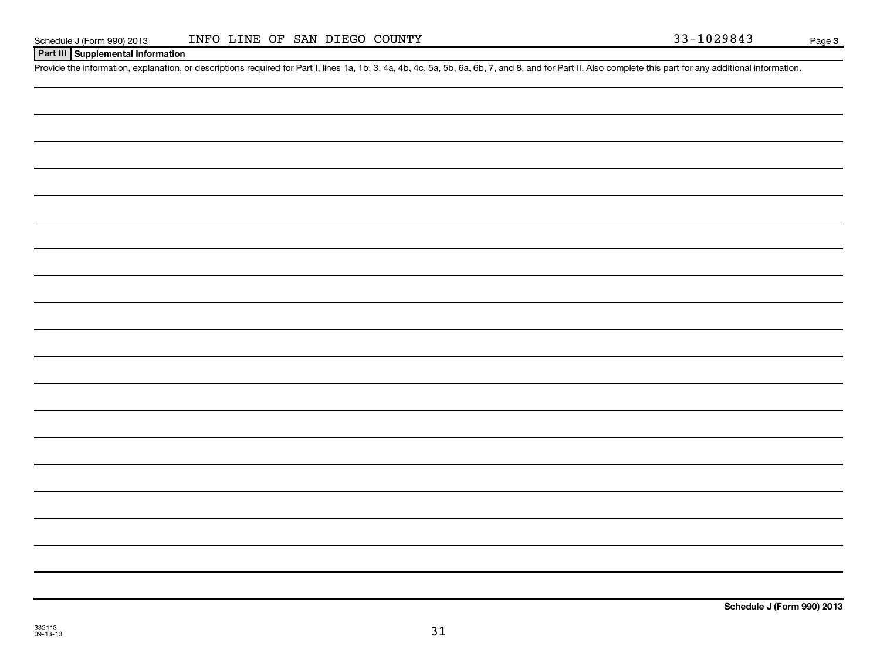**Part III Supplemental Information**

Provide the information, explanation, or descriptions required for Part I, lines 1a, 1b, 3, 4a, 4b, 4c, 5a, 5b, 6a, 6b, 7, and 8, and for Part II. Also complete this part for any additional information.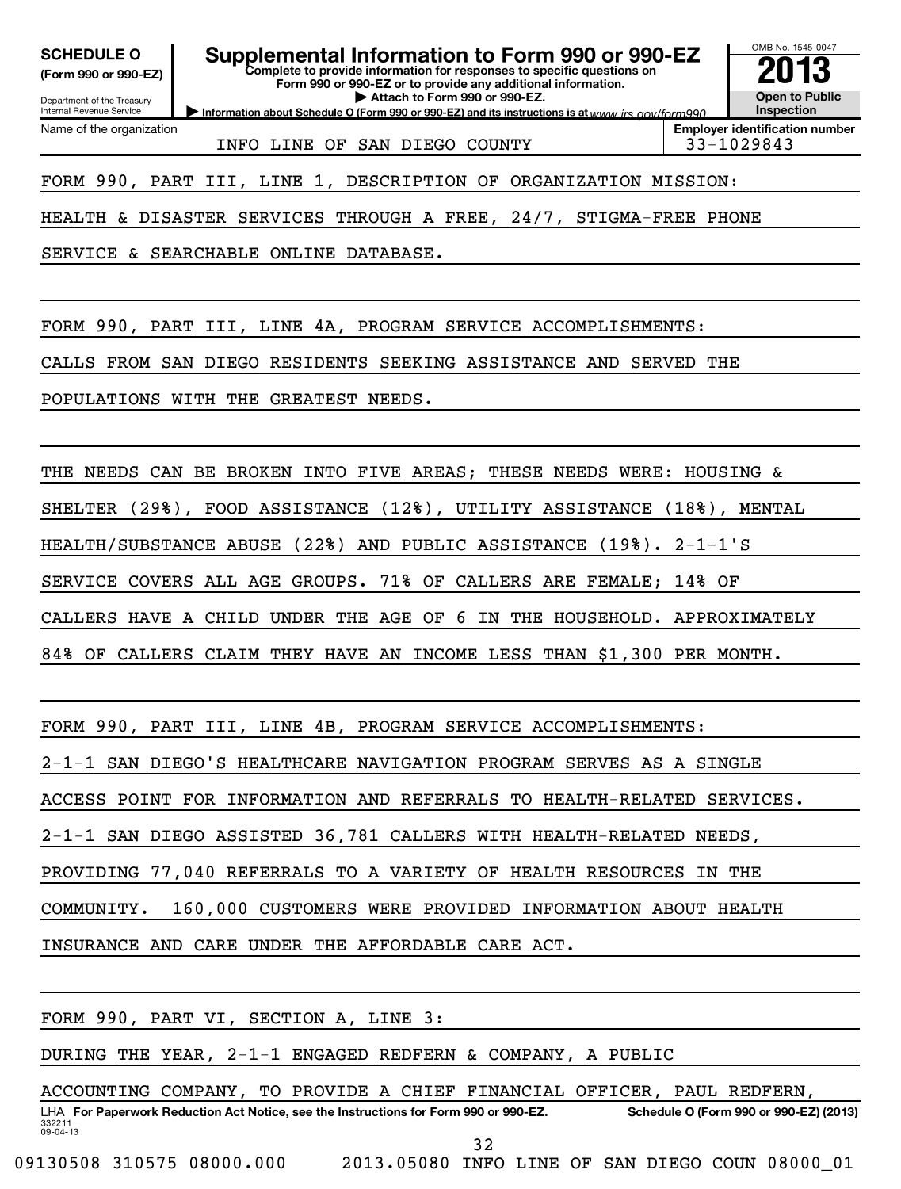**SCHEDULE O**
**(Form 990 or 990-EZ)**

Department of the Treasury
Internal Revenue Service

# Supplemental Information to Form 990 or 990-EZ

**Complete to provide information for responses to specific questions on Form 990 or 990-EZ or to provide any additional information.**
**▶ Attach to Form 990 or 990-EZ.**
**▶ Information about Schedule O (Form 990 or 990-EZ) and its instructions is at www.irs.gov/form990.**

OMB No. 1545-0047
**2013**
**Open to Public Inspection**

| Name of the organization | Employer identification number |
|---|---|
| INFO LINE OF SAN DIEGO COUNTY | 33-1029843 |

FORM 990, PART III, LINE 1, DESCRIPTION OF ORGANIZATION MISSION:

HEALTH & DISASTER SERVICES THROUGH A FREE, 24/7, STIGMA-FREE PHONE SERVICE & SEARCHABLE ONLINE DATABASE.

FORM 990, PART III, LINE 4A, PROGRAM SERVICE ACCOMPLISHMENTS:

CALLS FROM SAN DIEGO RESIDENTS SEEKING ASSISTANCE AND SERVED THE POPULATIONS WITH THE GREATEST NEEDS.

THE NEEDS CAN BE BROKEN INTO FIVE AREAS; THESE NEEDS WERE: HOUSING & SHELTER (29%), FOOD ASSISTANCE (12%), UTILITY ASSISTANCE (18%), MENTAL HEALTH/SUBSTANCE ABUSE (22%) AND PUBLIC ASSISTANCE (19%). 2-1-1'S SERVICE COVERS ALL AGE GROUPS. 71% OF CALLERS ARE FEMALE; 14% OF CALLERS HAVE A CHILD UNDER THE AGE OF 6 IN THE HOUSEHOLD. APPROXIMATELY 84% OF CALLERS CLAIM THEY HAVE AN INCOME LESS THAN $1,300 PER MONTH.

FORM 990, PART III, LINE 4B, PROGRAM SERVICE ACCOMPLISHMENTS:

2-1-1 SAN DIEGO'S HEALTHCARE NAVIGATION PROGRAM SERVES AS A SINGLE ACCESS POINT FOR INFORMATION AND REFERRALS TO HEALTH-RELATED SERVICES. 2-1-1 SAN DIEGO ASSISTED 36,781 CALLERS WITH HEALTH-RELATED NEEDS, PROVIDING 77,040 REFERRALS TO A VARIETY OF HEALTH RESOURCES IN THE COMMUNITY. 160,000 CUSTOMERS WERE PROVIDED INFORMATION ABOUT HEALTH INSURANCE AND CARE UNDER THE AFFORDABLE CARE ACT.

FORM 990, PART VI, SECTION A, LINE 3:

DURING THE YEAR, 2-1-1 ENGAGED REDFERN & COMPANY, A PUBLIC ACCOUNTING COMPANY, TO PROVIDE A CHIEF FINANCIAL OFFICER, PAUL REDFERN,

LHA **For Paperwork Reduction Act Notice, see the Instructions for Form 990 or 990-EZ.** **Schedule O (Form 990 or 990-EZ) (2013)**
332211
09-04-13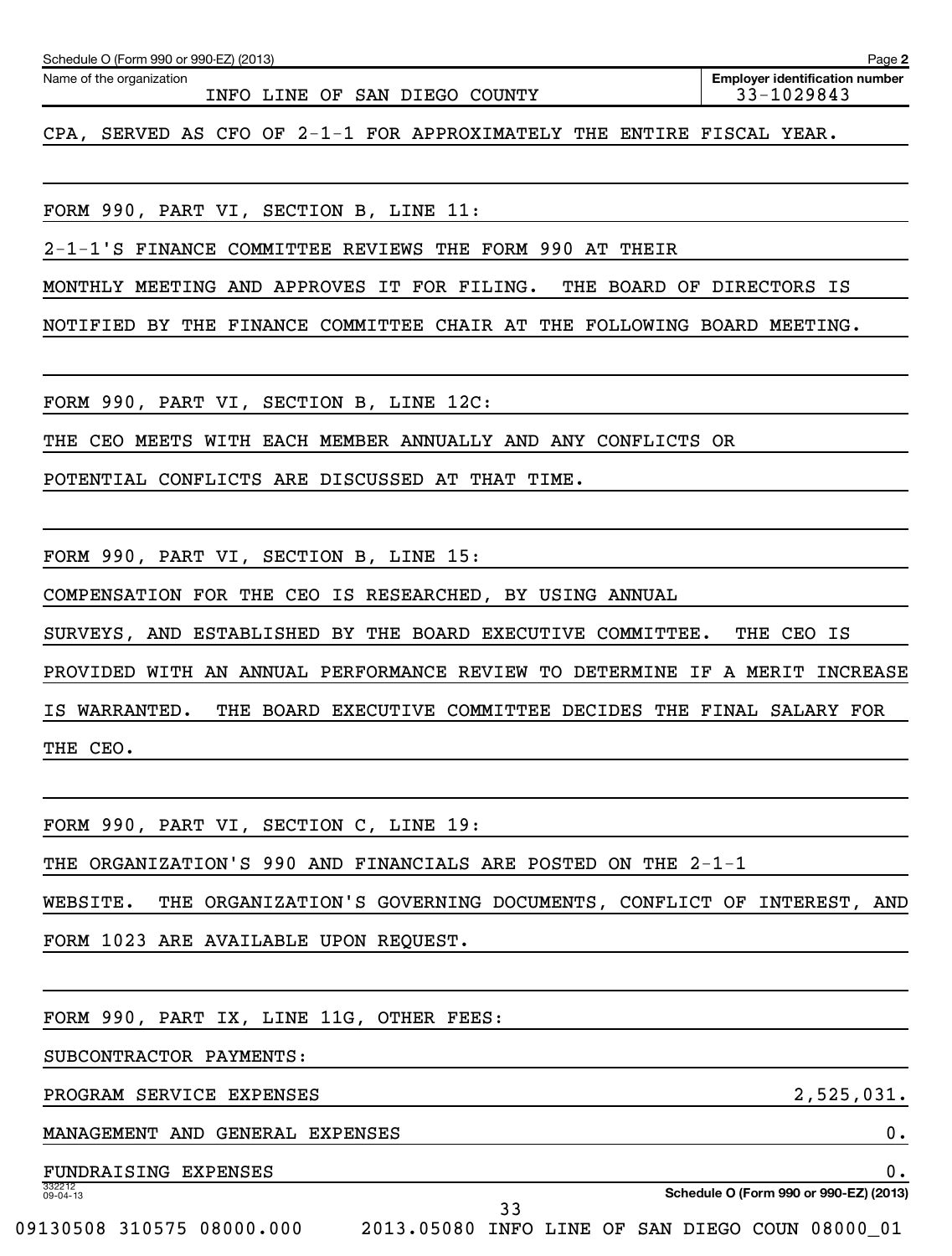Schedule O (Form 990 or 990-EZ) (2013) Page 2

Name of the organization: INFO LINE OF SAN DIEGO COUNTY

Employer identification number: 33-1029843

CPA, SERVED AS CFO OF 2-1-1 FOR APPROXIMATELY THE ENTIRE FISCAL YEAR.

FORM 990, PART VI, SECTION B, LINE 11:

2-1-1'S FINANCE COMMITTEE REVIEWS THE FORM 990 AT THEIR MONTHLY MEETING AND APPROVES IT FOR FILING. THE BOARD OF DIRECTORS IS NOTIFIED BY THE FINANCE COMMITTEE CHAIR AT THE FOLLOWING BOARD MEETING.

FORM 990, PART VI, SECTION B, LINE 12C:

THE CEO MEETS WITH EACH MEMBER ANNUALLY AND ANY CONFLICTS OR POTENTIAL CONFLICTS ARE DISCUSSED AT THAT TIME.

FORM 990, PART VI, SECTION B, LINE 15:

COMPENSATION FOR THE CEO IS RESEARCHED, BY USING ANNUAL SURVEYS, AND ESTABLISHED BY THE BOARD EXECUTIVE COMMITTEE. THE CEO IS PROVIDED WITH AN ANNUAL PERFORMANCE REVIEW TO DETERMINE IF A MERIT INCREASE IS WARRANTED. THE BOARD EXECUTIVE COMMITTEE DECIDES THE FINAL SALARY FOR THE CEO.

FORM 990, PART VI, SECTION C, LINE 19:

THE ORGANIZATION'S 990 AND FINANCIALS ARE POSTED ON THE 2-1-1 WEBSITE. THE ORGANIZATION'S GOVERNING DOCUMENTS, CONFLICT OF INTEREST, AND FORM 1023 ARE AVAILABLE UPON REQUEST.

FORM 990, PART IX, LINE 11G, OTHER FEES:

SUBCONTRACTOR PAYMENTS:

| | |
|---|---|
| PROGRAM SERVICE EXPENSES | 2,525,031. |
| MANAGEMENT AND GENERAL EXPENSES | 0. |
| FUNDRAISING EXPENSES | 0. |

332212 09-04-13

Schedule O (Form 990 or 990-EZ) (2013)

09130508 310575 08000.000 2013.05080 INFO LINE OF SAN DIEGO COUN 08000_01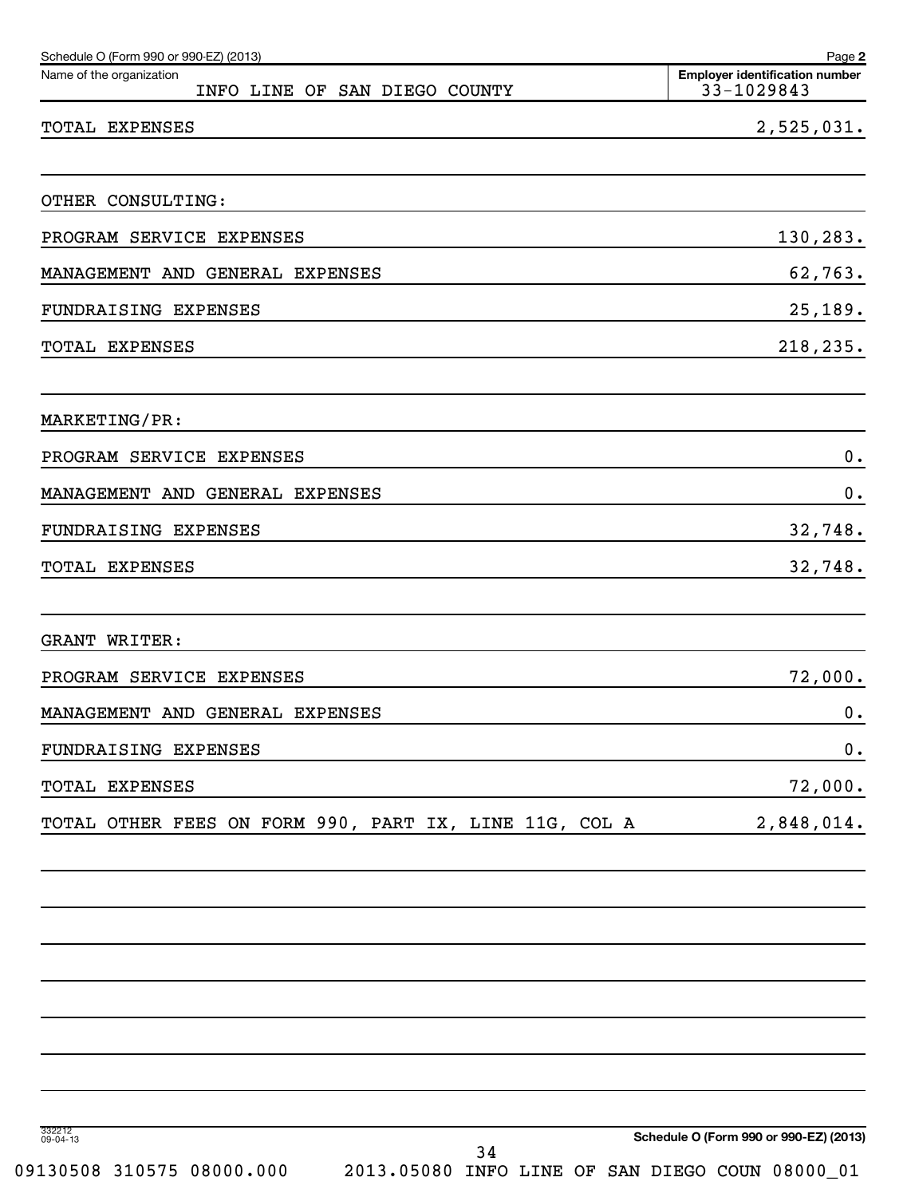Schedule O (Form 990 or 990-EZ) (2013) Page **2**

| Name of the organization | Employer identification number |
|---|---|
| INFO LINE OF SAN DIEGO COUNTY | 33-1029843 |

| | |
|---|---|
| TOTAL EXPENSES | 2,525,031. |
| | |
| OTHER CONSULTING: | |
| PROGRAM SERVICE EXPENSES | 130,283. |
| MANAGEMENT AND GENERAL EXPENSES | 62,763. |
| FUNDRAISING EXPENSES | 25,189. |
| TOTAL EXPENSES | 218,235. |
| | |
| MARKETING/PR: | |
| PROGRAM SERVICE EXPENSES | 0. |
| MANAGEMENT AND GENERAL EXPENSES | 0. |
| FUNDRAISING EXPENSES | 32,748. |
| TOTAL EXPENSES | 32,748. |
| | |
| GRANT WRITER: | |
| PROGRAM SERVICE EXPENSES | 72,000. |
| MANAGEMENT AND GENERAL EXPENSES | 0. |
| FUNDRAISING EXPENSES | 0. |
| TOTAL EXPENSES | 72,000. |
| TOTAL OTHER FEES ON FORM 990, PART IX, LINE 11G, COL A | 2,848,014. |

332212
09-04-13

**Schedule O (Form 990 or 990-EZ) (2013)**

09130508 310575 08000.000 2013.05080 INFO LINE OF SAN DIEGO COUN 08000_01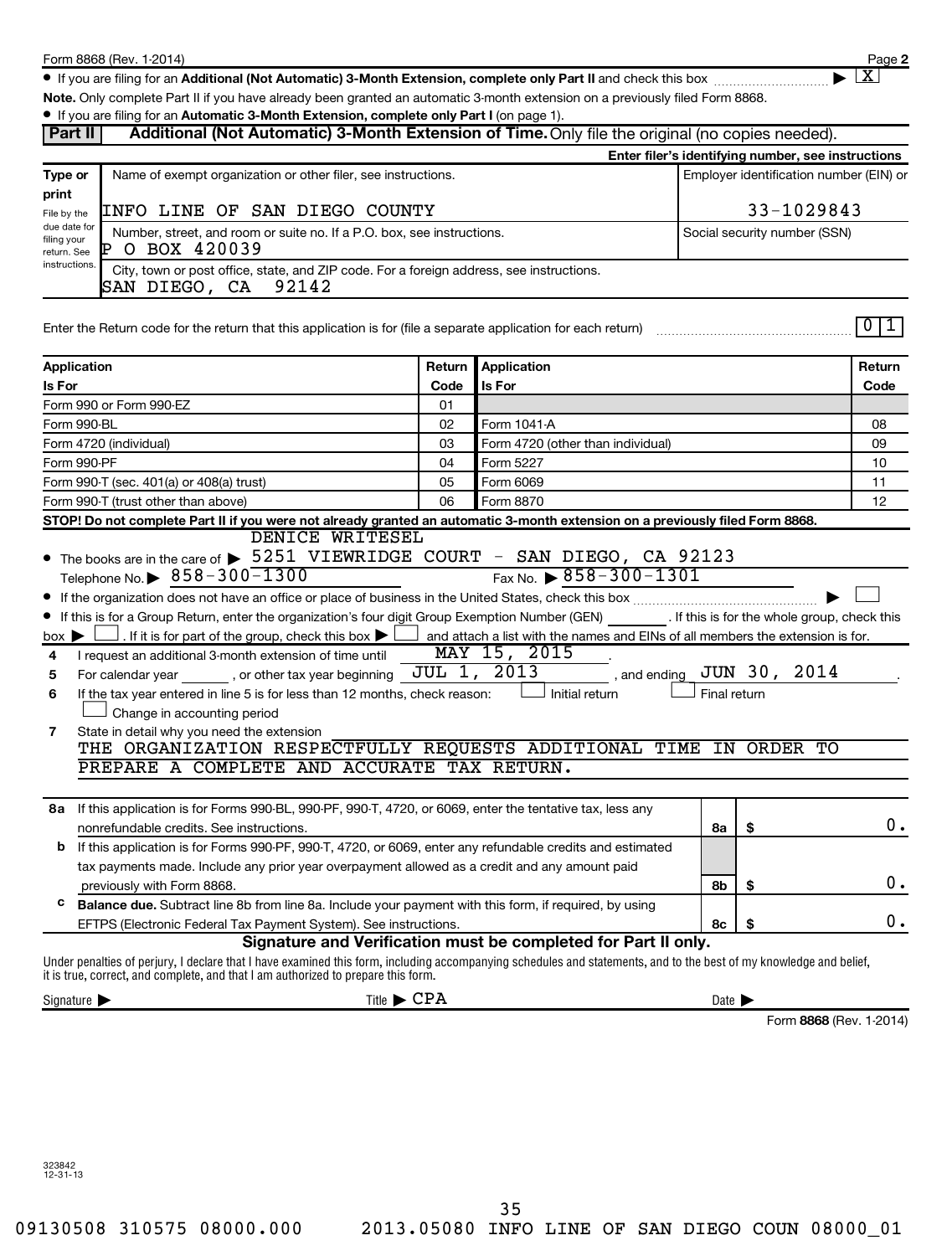Form 8868 (Rev. 1-2014) Page **2**

- If you are filing for an **Additional (Not Automatic) 3-Month Extension, complete only Part II** and check this box ▶ [X]

**Note.** Only complete Part II if you have already been granted an automatic 3-month extension on a previously filed Form 8868.

- If you are filing for an **Automatic 3-Month Extension, complete only Part I** (on page 1).

## Part II Additional (Not Automatic) 3-Month Extension of Time. Only file the original (no copies needed).

**Enter filer's identifying number, see instructions**

| | | |
|---|---|---|
| **Type or print** | Name of exempt organization or other filer, see instructions. | Employer identification number (EIN) or |
| File by the due date for filing your return. See instructions. | INFO LINE OF SAN DIEGO COUNTY | 33-1029843 |
| | Number, street, and room or suite no. If a P.O. box, see instructions. | Social security number (SSN) |
| | P O BOX 420039 | |
| | City, town or post office, state, and ZIP code. For a foreign address, see instructions. | |
| | SAN DIEGO, CA 92142 | |

Enter the Return code for the return that this application is for (file a separate application for each return) 0 1

| Application Is For | Return Code | Application Is For | Return Code |
|---|---|---|---|
| Form 990 or Form 990-EZ | 01 | | |
| Form 990-BL | 02 | Form 1041-A | 08 |
| Form 4720 (individual) | 03 | Form 4720 (other than individual) | 09 |
| Form 990-PF | 04 | Form 5227 | 10 |
| Form 990-T (sec. 401(a) or 408(a) trust) | 05 | Form 6069 | 11 |
| Form 990-T (trust other than above) | 06 | Form 8870 | 12 |

**STOP! Do not complete Part II if you were not already granted an automatic 3-month extension on a previously filed Form 8868.**

- The books are in the care of ▶ DENICE WRITESEL 5251 VIEWRIDGE COURT - SAN DIEGO, CA 92123
  Telephone No. ▶ 858-300-1300 Fax No. ▶ 858-300-1301
- If the organization does not have an office or place of business in the United States, check this box ▶ [ ]
- If this is for a Group Return, enter the organization's four digit Group Exemption Number (GEN) ______ . If this is for the whole group, check this box ▶ [ ] . If it is for part of the group, check this box ▶ [ ] and attach a list with the names and EINs of all members the extension is for.

**4** I request an additional 3-month extension of time until MAY 15, 2015 .

**5** For calendar year ______ , or other tax year beginning JUL 1, 2013 , and ending JUN 30, 2014 .

**6** If the tax year entered in line 5 is for less than 12 months, check reason: [ ] Initial return [ ] Final return [ ] Change in accounting period

**7** State in detail why you need the extension
THE ORGANIZATION RESPECTFULLY REQUESTS ADDITIONAL TIME IN ORDER TO PREPARE A COMPLETE AND ACCURATE TAX RETURN.

| | | | |
|---|---|---|---|
| **8a** | If this application is for Forms 990-BL, 990-PF, 990-T, 4720, or 6069, enter the tentative tax, less any nonrefundable credits. See instructions. | 8a | $ 0. |
| **b** | If this application is for Forms 990-PF, 990-T, 4720, or 6069, enter any refundable credits and estimated tax payments made. Include any prior year overpayment allowed as a credit and any amount paid previously with Form 8868. | 8b | $ 0. |
| **c** | **Balance due.** Subtract line 8b from line 8a. Include your payment with this form, if required, by using EFTPS (Electronic Federal Tax Payment System). See instructions. | 8c | $ 0. |

**Signature and Verification must be completed for Part II only.**

Under penalties of perjury, I declare that I have examined this form, including accompanying schedules and statements, and to the best of my knowledge and belief, it is true, correct, and complete, and that I am authorized to prepare this form.

Signature ▶ Title ▶ CPA Date ▶

Form **8868** (Rev. 1-2014)

323842 12-31-13

09130508 310575 08000.000 2013.05080 INFO LINE OF SAN DIEGO COUN 08000_01